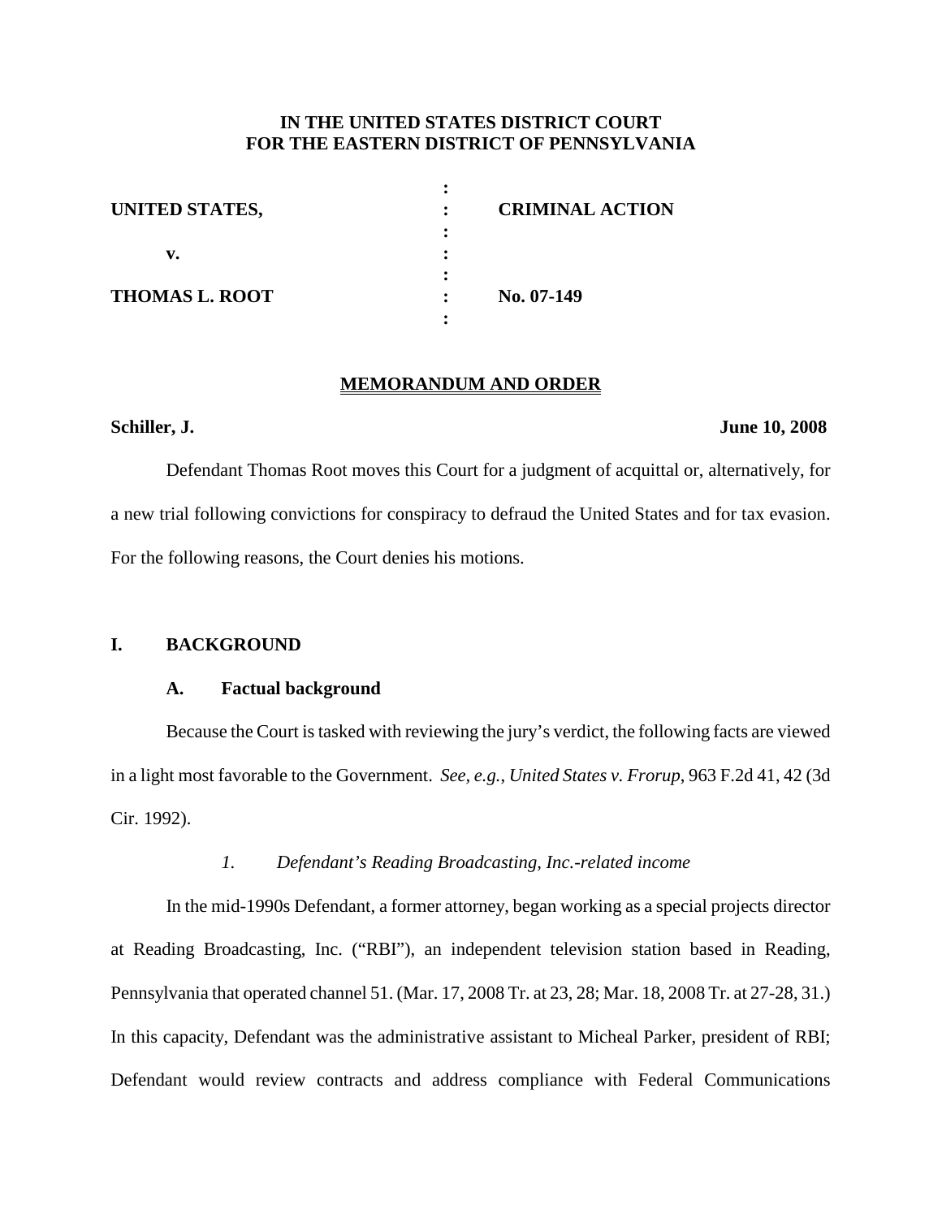**IN THE UNITED STATES DISTRICT COURT**
**FOR THE EASTERN DISTRICT OF PENNSYLVANIA**

| | | |
|---|---|---|
| **UNITED STATES,** | : | **CRIMINAL ACTION** |
| **v.** | : | |
| **THOMAS L. ROOT** | : | **No. 07-149** |

**MEMORANDUM AND ORDER**

**Schiller, J.** **June 10, 2008**

Defendant Thomas Root moves this Court for a judgment of acquittal or, alternatively, for a new trial following convictions for conspiracy to defraud the United States and for tax evasion. For the following reasons, the Court denies his motions.

## I. BACKGROUND

### A. Factual background

Because the Court is tasked with reviewing the jury's verdict, the following facts are viewed in a light most favorable to the Government. *See, e.g.*, *United States v. Frorup*, 963 F.2d 41, 42 (3d Cir. 1992).

#### *1. Defendant's Reading Broadcasting, Inc.-related income*

In the mid-1990s Defendant, a former attorney, began working as a special projects director at Reading Broadcasting, Inc. ("RBI"), an independent television station based in Reading, Pennsylvania that operated channel 51. (Mar. 17, 2008 Tr. at 23, 28; Mar. 18, 2008 Tr. at 27-28, 31.) In this capacity, Defendant was the administrative assistant to Micheal Parker, president of RBI; Defendant would review contracts and address compliance with Federal Communications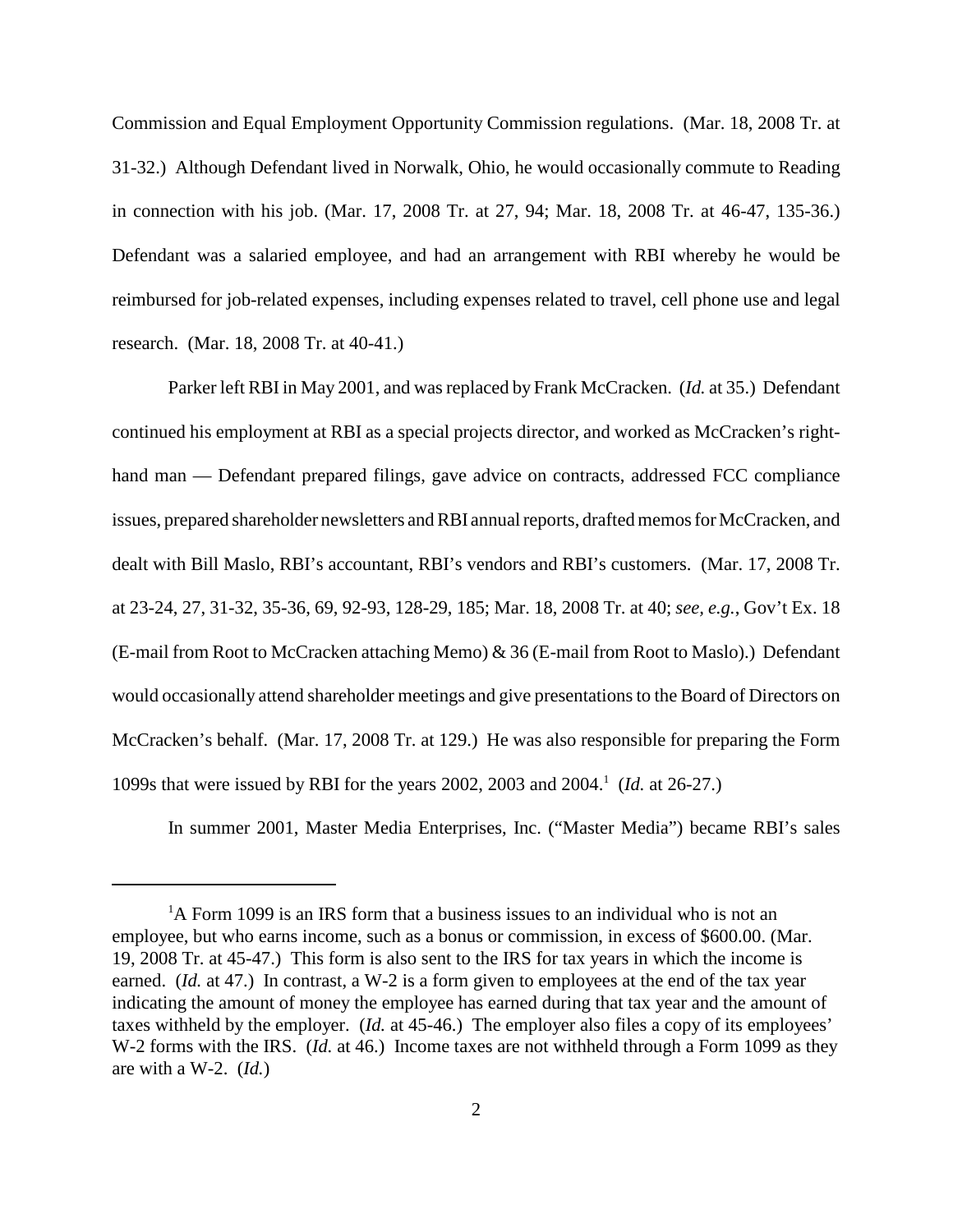Commission and Equal Employment Opportunity Commission regulations. (Mar. 18, 2008 Tr. at 31-32.) Although Defendant lived in Norwalk, Ohio, he would occasionally commute to Reading in connection with his job. (Mar. 17, 2008 Tr. at 27, 94; Mar. 18, 2008 Tr. at 46-47, 135-36.) Defendant was a salaried employee, and had an arrangement with RBI whereby he would be reimbursed for job-related expenses, including expenses related to travel, cell phone use and legal research. (Mar. 18, 2008 Tr. at 40-41.)

Parker left RBI in May 2001, and was replaced by Frank McCracken. (*Id.* at 35.) Defendant continued his employment at RBI as a special projects director, and worked as McCracken's right-hand man — Defendant prepared filings, gave advice on contracts, addressed FCC compliance issues, prepared shareholder newsletters and RBI annual reports, drafted memos for McCracken, and dealt with Bill Maslo, RBI's accountant, RBI's vendors and RBI's customers. (Mar. 17, 2008 Tr. at 23-24, 27, 31-32, 35-36, 69, 92-93, 128-29, 185; Mar. 18, 2008 Tr. at 40; *see, e.g.*, Gov't Ex. 18 (E-mail from Root to McCracken attaching Memo) & 36 (E-mail from Root to Maslo).) Defendant would occasionally attend shareholder meetings and give presentations to the Board of Directors on McCracken's behalf. (Mar. 17, 2008 Tr. at 129.) He was also responsible for preparing the Form 1099s that were issued by RBI for the years 2002, 2003 and 2004.[1] (*Id.* at 26-27.)

In summer 2001, Master Media Enterprises, Inc. ("Master Media") became RBI's sales

---

[1] A Form 1099 is an IRS form that a business issues to an individual who is not an employee, but who earns income, such as a bonus or commission, in excess of $600.00. (Mar. 19, 2008 Tr. at 45-47.) This form is also sent to the IRS for tax years in which the income is earned. (*Id.* at 47.) In contrast, a W-2 is a form given to employees at the end of the tax year indicating the amount of money the employee has earned during that tax year and the amount of taxes withheld by the employer. (*Id.* at 45-46.) The employer also files a copy of its employees' W-2 forms with the IRS. (*Id.* at 46.) Income taxes are not withheld through a Form 1099 as they are with a W-2. (*Id.*)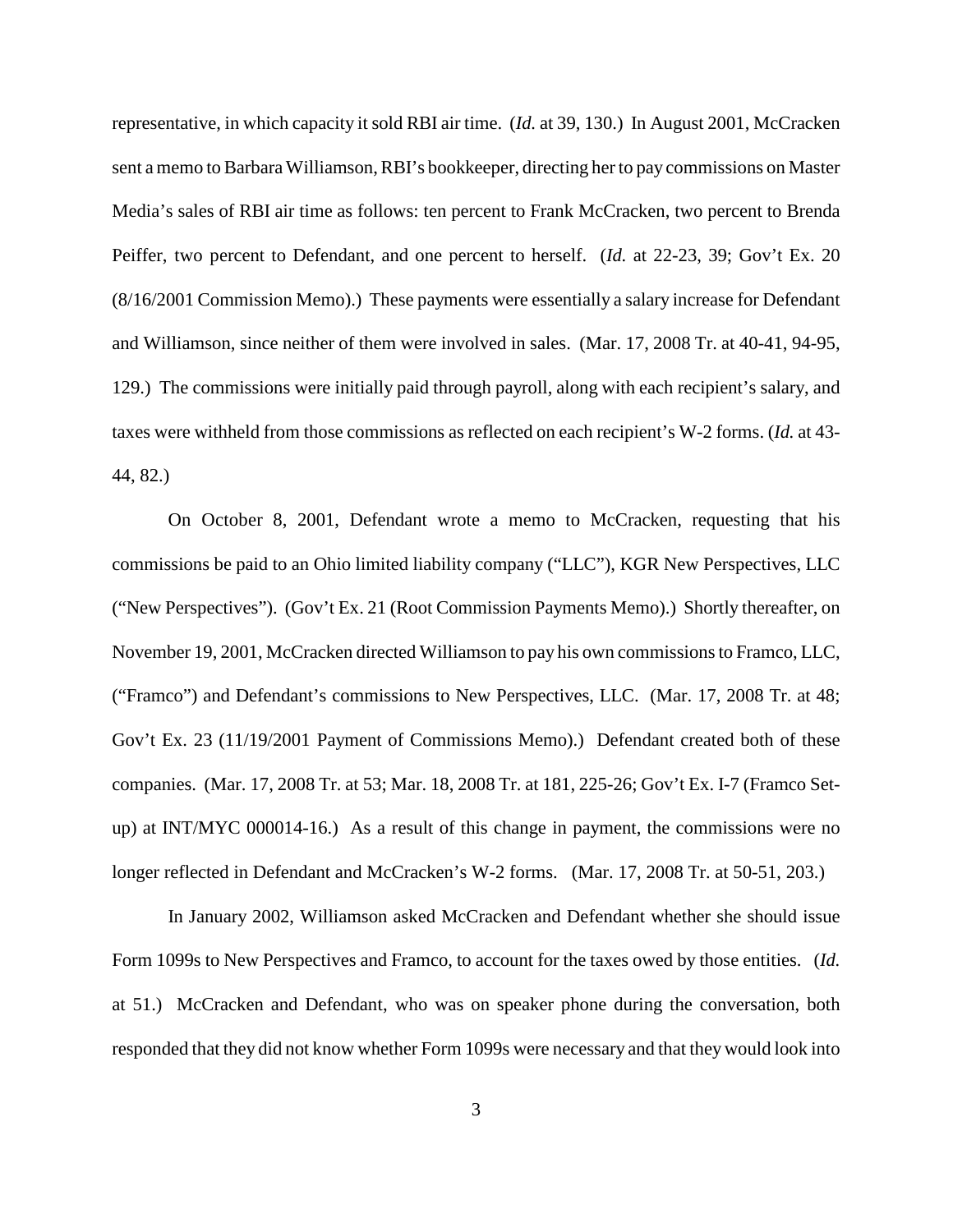representative, in which capacity it sold RBI air time. (*Id.* at 39, 130.) In August 2001, McCracken sent a memo to Barbara Williamson, RBI's bookkeeper, directing her to pay commissions on Master Media's sales of RBI air time as follows: ten percent to Frank McCracken, two percent to Brenda Peiffer, two percent to Defendant, and one percent to herself. (*Id.* at 22-23, 39; Gov't Ex. 20 (8/16/2001 Commission Memo).) These payments were essentially a salary increase for Defendant and Williamson, since neither of them were involved in sales. (Mar. 17, 2008 Tr. at 40-41, 94-95, 129.) The commissions were initially paid through payroll, along with each recipient's salary, and taxes were withheld from those commissions as reflected on each recipient's W-2 forms. (*Id.* at 43-44, 82.)

On October 8, 2001, Defendant wrote a memo to McCracken, requesting that his commissions be paid to an Ohio limited liability company ("LLC"), KGR New Perspectives, LLC ("New Perspectives"). (Gov't Ex. 21 (Root Commission Payments Memo).) Shortly thereafter, on November 19, 2001, McCracken directed Williamson to pay his own commissions to Framco, LLC, ("Framco") and Defendant's commissions to New Perspectives, LLC. (Mar. 17, 2008 Tr. at 48; Gov't Ex. 23 (11/19/2001 Payment of Commissions Memo).) Defendant created both of these companies. (Mar. 17, 2008 Tr. at 53; Mar. 18, 2008 Tr. at 181, 225-26; Gov't Ex. I-7 (Framco Set-up) at INT/MYC 000014-16.) As a result of this change in payment, the commissions were no longer reflected in Defendant and McCracken's W-2 forms. (Mar. 17, 2008 Tr. at 50-51, 203.)

In January 2002, Williamson asked McCracken and Defendant whether she should issue Form 1099s to New Perspectives and Framco, to account for the taxes owed by those entities. (*Id.* at 51.) McCracken and Defendant, who was on speaker phone during the conversation, both responded that they did not know whether Form 1099s were necessary and that they would look into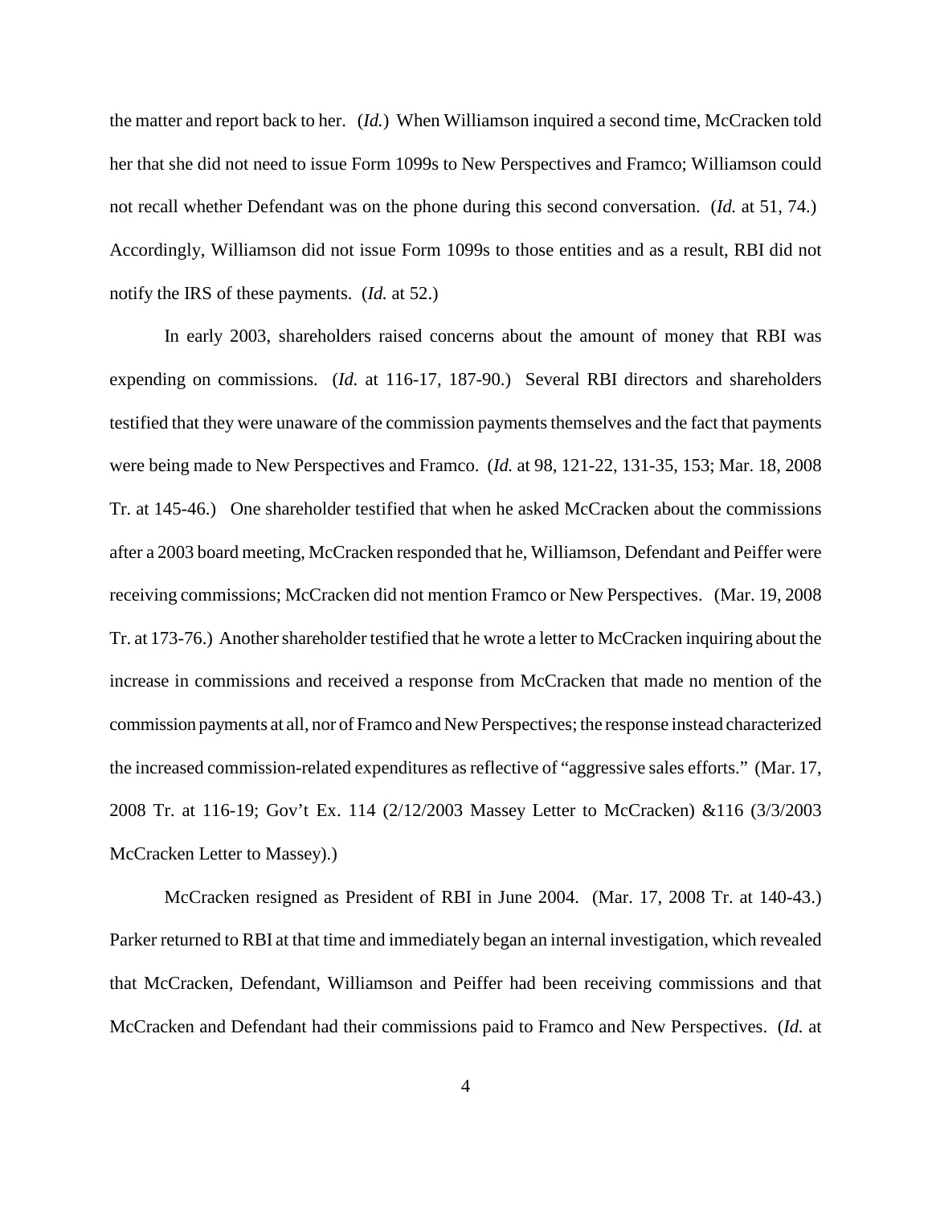the matter and report back to her. (*Id.*) When Williamson inquired a second time, McCracken told her that she did not need to issue Form 1099s to New Perspectives and Framco; Williamson could not recall whether Defendant was on the phone during this second conversation. (*Id.* at 51, 74.) Accordingly, Williamson did not issue Form 1099s to those entities and as a result, RBI did not notify the IRS of these payments. (*Id.* at 52.)

In early 2003, shareholders raised concerns about the amount of money that RBI was expending on commissions. (*Id.* at 116-17, 187-90.) Several RBI directors and shareholders testified that they were unaware of the commission payments themselves and the fact that payments were being made to New Perspectives and Framco. (*Id.* at 98, 121-22, 131-35, 153; Mar. 18, 2008 Tr. at 145-46.) One shareholder testified that when he asked McCracken about the commissions after a 2003 board meeting, McCracken responded that he, Williamson, Defendant and Peiffer were receiving commissions; McCracken did not mention Framco or New Perspectives. (Mar. 19, 2008 Tr. at 173-76.) Another shareholder testified that he wrote a letter to McCracken inquiring about the increase in commissions and received a response from McCracken that made no mention of the commission payments at all, nor of Framco and New Perspectives; the response instead characterized the increased commission-related expenditures as reflective of "aggressive sales efforts." (Mar. 17, 2008 Tr. at 116-19; Gov't Ex. 114 (2/12/2003 Massey Letter to McCracken) &116 (3/3/2003 McCracken Letter to Massey).)

McCracken resigned as President of RBI in June 2004. (Mar. 17, 2008 Tr. at 140-43.) Parker returned to RBI at that time and immediately began an internal investigation, which revealed that McCracken, Defendant, Williamson and Peiffer had been receiving commissions and that McCracken and Defendant had their commissions paid to Framco and New Perspectives. (*Id.* at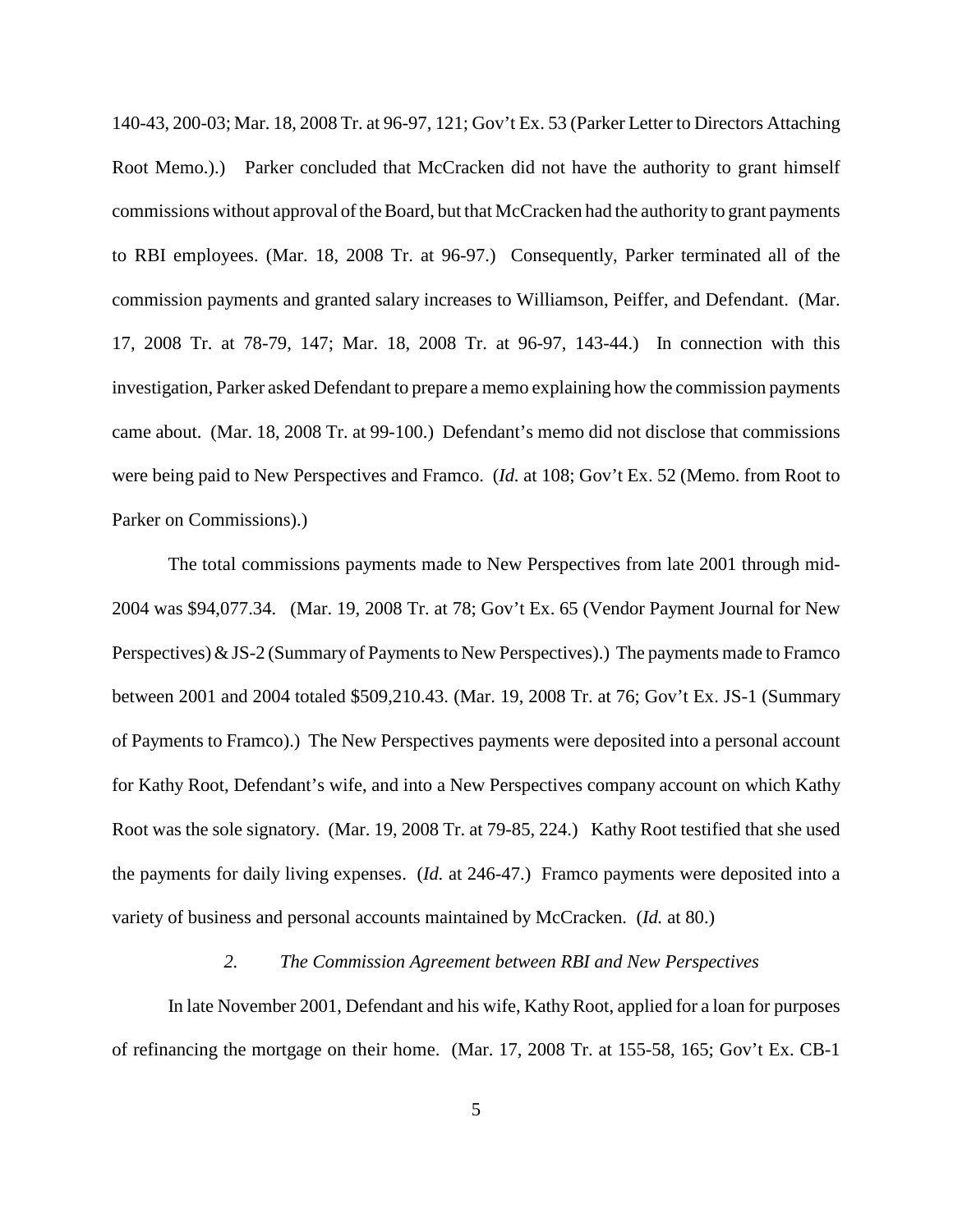140-43, 200-03; Mar. 18, 2008 Tr. at 96-97, 121; Gov't Ex. 53 (Parker Letter to Directors Attaching Root Memo.).) Parker concluded that McCracken did not have the authority to grant himself commissions without approval of the Board, but that McCracken had the authority to grant payments to RBI employees. (Mar. 18, 2008 Tr. at 96-97.) Consequently, Parker terminated all of the commission payments and granted salary increases to Williamson, Peiffer, and Defendant. (Mar. 17, 2008 Tr. at 78-79, 147; Mar. 18, 2008 Tr. at 96-97, 143-44.) In connection with this investigation, Parker asked Defendant to prepare a memo explaining how the commission payments came about. (Mar. 18, 2008 Tr. at 99-100.) Defendant's memo did not disclose that commissions were being paid to New Perspectives and Framco. (*Id.* at 108; Gov't Ex. 52 (Memo. from Root to Parker on Commissions).)

The total commissions payments made to New Perspectives from late 2001 through mid-2004 was $94,077.34. (Mar. 19, 2008 Tr. at 78; Gov't Ex. 65 (Vendor Payment Journal for New Perspectives) & JS-2 (Summary of Payments to New Perspectives).) The payments made to Framco between 2001 and 2004 totaled $509,210.43. (Mar. 19, 2008 Tr. at 76; Gov't Ex. JS-1 (Summary of Payments to Framco).) The New Perspectives payments were deposited into a personal account for Kathy Root, Defendant's wife, and into a New Perspectives company account on which Kathy Root was the sole signatory. (Mar. 19, 2008 Tr. at 79-85, 224.) Kathy Root testified that she used the payments for daily living expenses. (*Id.* at 246-47.) Framco payments were deposited into a variety of business and personal accounts maintained by McCracken. (*Id.* at 80.)

*2. The Commission Agreement between RBI and New Perspectives*

In late November 2001, Defendant and his wife, Kathy Root, applied for a loan for purposes of refinancing the mortgage on their home. (Mar. 17, 2008 Tr. at 155-58, 165; Gov't Ex. CB-1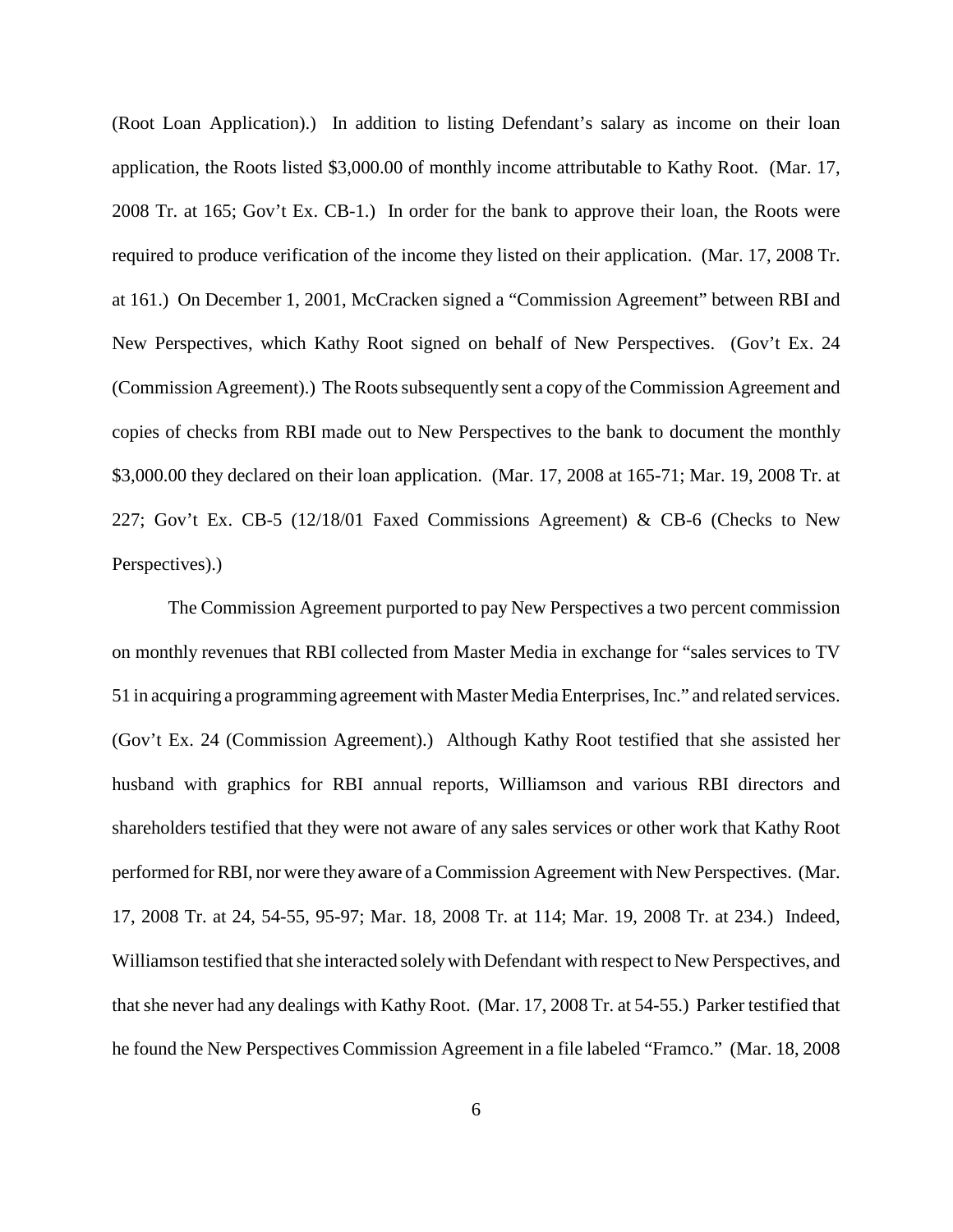(Root Loan Application).) In addition to listing Defendant's salary as income on their loan application, the Roots listed $3,000.00 of monthly income attributable to Kathy Root. (Mar. 17, 2008 Tr. at 165; Gov't Ex. CB-1.) In order for the bank to approve their loan, the Roots were required to produce verification of the income they listed on their application. (Mar. 17, 2008 Tr. at 161.) On December 1, 2001, McCracken signed a "Commission Agreement" between RBI and New Perspectives, which Kathy Root signed on behalf of New Perspectives. (Gov't Ex. 24 (Commission Agreement).) The Roots subsequently sent a copy of the Commission Agreement and copies of checks from RBI made out to New Perspectives to the bank to document the monthly $3,000.00 they declared on their loan application. (Mar. 17, 2008 at 165-71; Mar. 19, 2008 Tr. at 227; Gov't Ex. CB-5 (12/18/01 Faxed Commissions Agreement) & CB-6 (Checks to New Perspectives).)

The Commission Agreement purported to pay New Perspectives a two percent commission on monthly revenues that RBI collected from Master Media in exchange for "sales services to TV 51 in acquiring a programming agreement with Master Media Enterprises, Inc." and related services. (Gov't Ex. 24 (Commission Agreement).) Although Kathy Root testified that she assisted her husband with graphics for RBI annual reports, Williamson and various RBI directors and shareholders testified that they were not aware of any sales services or other work that Kathy Root performed for RBI, nor were they aware of a Commission Agreement with New Perspectives. (Mar. 17, 2008 Tr. at 24, 54-55, 95-97; Mar. 18, 2008 Tr. at 114; Mar. 19, 2008 Tr. at 234.) Indeed, Williamson testified that she interacted solely with Defendant with respect to New Perspectives, and that she never had any dealings with Kathy Root. (Mar. 17, 2008 Tr. at 54-55.) Parker testified that he found the New Perspectives Commission Agreement in a file labeled "Framco." (Mar. 18, 2008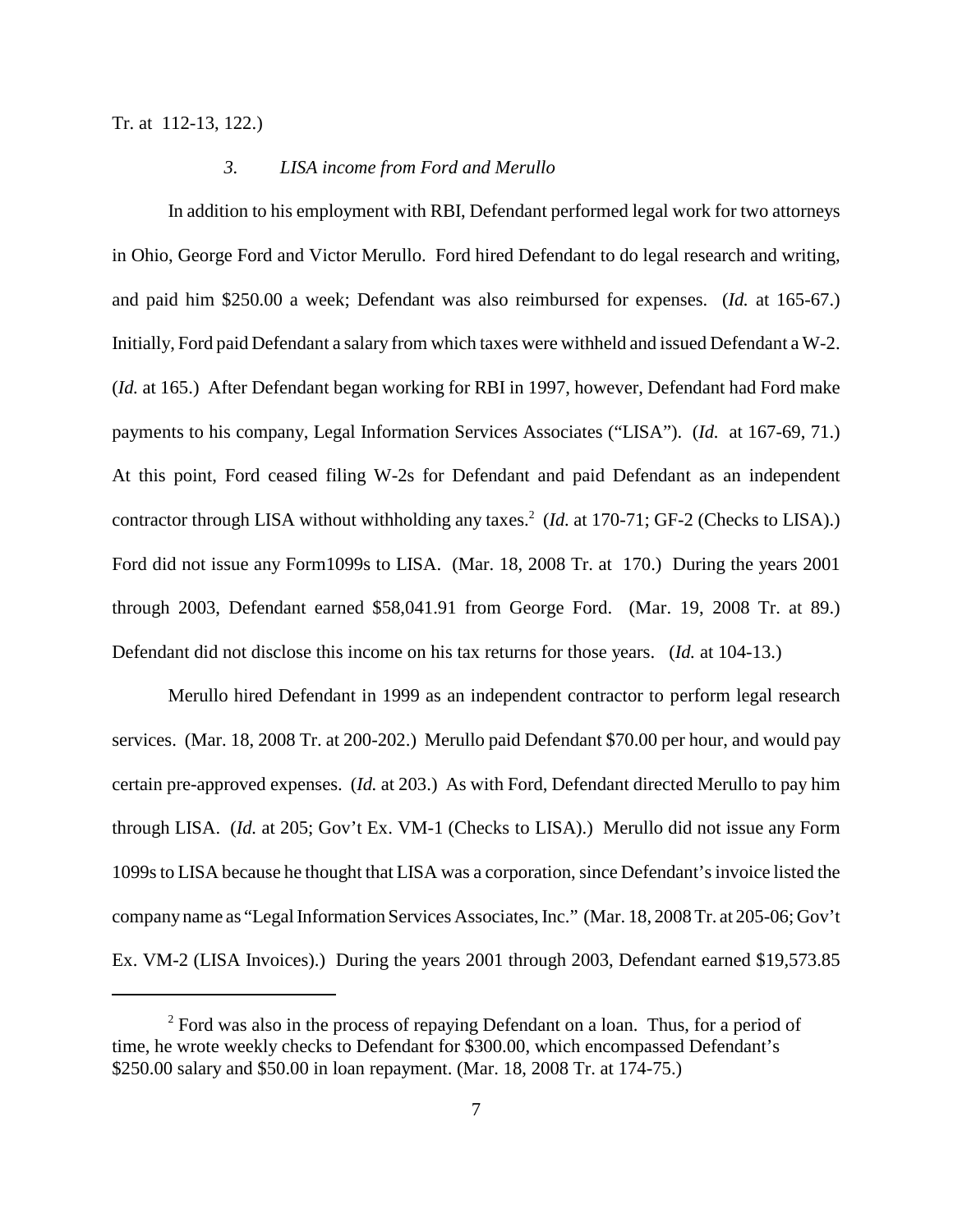Tr. at 112-13, 122.)

### *3. LISA income from Ford and Merullo*

In addition to his employment with RBI, Defendant performed legal work for two attorneys in Ohio, George Ford and Victor Merullo. Ford hired Defendant to do legal research and writing, and paid him $250.00 a week; Defendant was also reimbursed for expenses. (*Id.* at 165-67.) Initially, Ford paid Defendant a salary from which taxes were withheld and issued Defendant a W-2. (*Id.* at 165.) After Defendant began working for RBI in 1997, however, Defendant had Ford make payments to his company, Legal Information Services Associates ("LISA"). (*Id.* at 167-69, 71.) At this point, Ford ceased filing W-2s for Defendant and paid Defendant as an independent contractor through LISA without withholding any taxes.[2] (*Id.* at 170-71; GF-2 (Checks to LISA).) Ford did not issue any Form1099s to LISA. (Mar. 18, 2008 Tr. at 170.) During the years 2001 through 2003, Defendant earned $58,041.91 from George Ford. (Mar. 19, 2008 Tr. at 89.) Defendant did not disclose this income on his tax returns for those years. (*Id.* at 104-13.)

Merullo hired Defendant in 1999 as an independent contractor to perform legal research services. (Mar. 18, 2008 Tr. at 200-202.) Merullo paid Defendant $70.00 per hour, and would pay certain pre-approved expenses. (*Id.* at 203.) As with Ford, Defendant directed Merullo to pay him through LISA. (*Id.* at 205; Gov't Ex. VM-1 (Checks to LISA).) Merullo did not issue any Form 1099s to LISA because he thought that LISA was a corporation, since Defendant's invoice listed the company name as "Legal Information Services Associates, Inc." (Mar. 18, 2008 Tr. at 205-06; Gov't Ex. VM-2 (LISA Invoices).) During the years 2001 through 2003, Defendant earned $19,573.85

---

[2] Ford was also in the process of repaying Defendant on a loan. Thus, for a period of time, he wrote weekly checks to Defendant for $300.00, which encompassed Defendant's $250.00 salary and $50.00 in loan repayment. (Mar. 18, 2008 Tr. at 174-75.)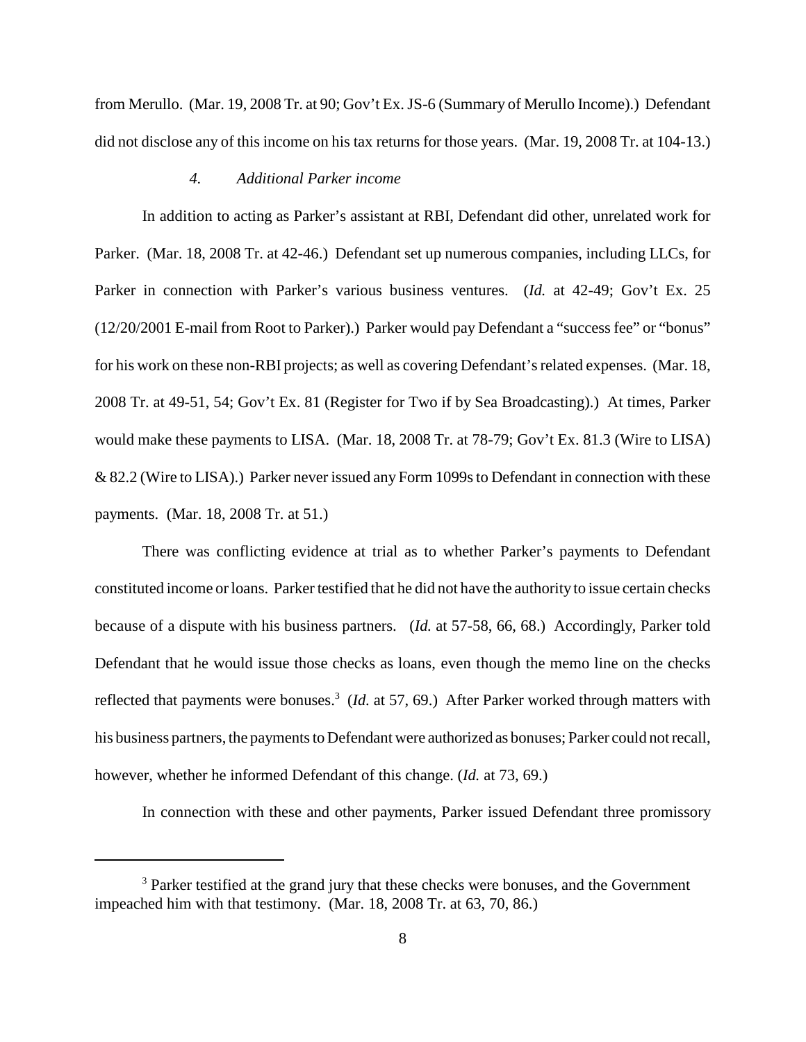from Merullo. (Mar. 19, 2008 Tr. at 90; Gov't Ex. JS-6 (Summary of Merullo Income).) Defendant did not disclose any of this income on his tax returns for those years. (Mar. 19, 2008 Tr. at 104-13.)

*4. Additional Parker income*

In addition to acting as Parker's assistant at RBI, Defendant did other, unrelated work for Parker. (Mar. 18, 2008 Tr. at 42-46.) Defendant set up numerous companies, including LLCs, for Parker in connection with Parker's various business ventures. (*Id.* at 42-49; Gov't Ex. 25 (12/20/2001 E-mail from Root to Parker).) Parker would pay Defendant a "success fee" or "bonus" for his work on these non-RBI projects; as well as covering Defendant's related expenses. (Mar. 18, 2008 Tr. at 49-51, 54; Gov't Ex. 81 (Register for Two if by Sea Broadcasting).) At times, Parker would make these payments to LISA. (Mar. 18, 2008 Tr. at 78-79; Gov't Ex. 81.3 (Wire to LISA) & 82.2 (Wire to LISA).) Parker never issued any Form 1099s to Defendant in connection with these payments. (Mar. 18, 2008 Tr. at 51.)

There was conflicting evidence at trial as to whether Parker's payments to Defendant constituted income or loans. Parker testified that he did not have the authority to issue certain checks because of a dispute with his business partners. (*Id.* at 57-58, 66, 68.) Accordingly, Parker told Defendant that he would issue those checks as loans, even though the memo line on the checks reflected that payments were bonuses.[3] (*Id.* at 57, 69.) After Parker worked through matters with his business partners, the payments to Defendant were authorized as bonuses; Parker could not recall, however, whether he informed Defendant of this change. (*Id.* at 73, 69.)

In connection with these and other payments, Parker issued Defendant three promissory

---

[3] Parker testified at the grand jury that these checks were bonuses, and the Government impeached him with that testimony. (Mar. 18, 2008 Tr. at 63, 70, 86.)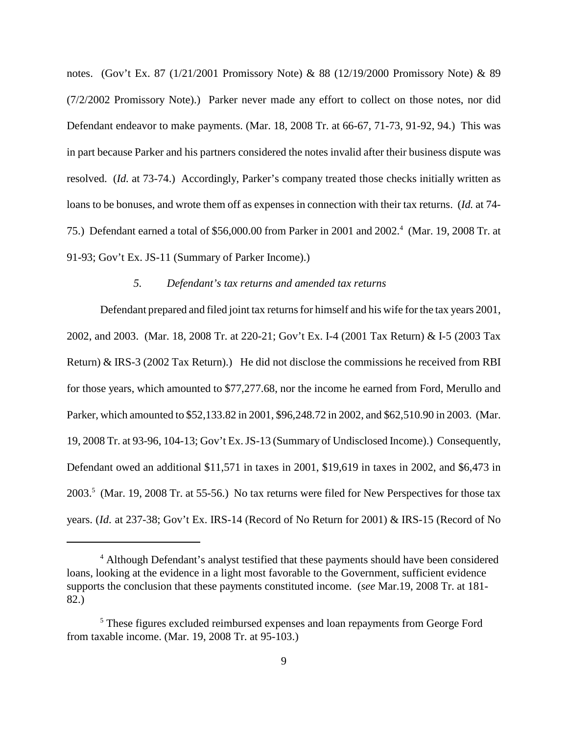notes. (Gov't Ex. 87 (1/21/2001 Promissory Note) & 88 (12/19/2000 Promissory Note) & 89 (7/2/2002 Promissory Note).) Parker never made any effort to collect on those notes, nor did Defendant endeavor to make payments. (Mar. 18, 2008 Tr. at 66-67, 71-73, 91-92, 94.) This was in part because Parker and his partners considered the notes invalid after their business dispute was resolved. (*Id.* at 73-74.) Accordingly, Parker's company treated those checks initially written as loans to be bonuses, and wrote them off as expenses in connection with their tax returns. (*Id.* at 74-75.) Defendant earned a total of $56,000.00 from Parker in 2001 and 2002.[4] (Mar. 19, 2008 Tr. at 91-93; Gov't Ex. JS-11 (Summary of Parker Income).)

*5. Defendant's tax returns and amended tax returns*

Defendant prepared and filed joint tax returns for himself and his wife for the tax years 2001, 2002, and 2003. (Mar. 18, 2008 Tr. at 220-21; Gov't Ex. I-4 (2001 Tax Return) & I-5 (2003 Tax Return) & IRS-3 (2002 Tax Return).) He did not disclose the commissions he received from RBI for those years, which amounted to $77,277.68, nor the income he earned from Ford, Merullo and Parker, which amounted to $52,133.82 in 2001, $96,248.72 in 2002, and $62,510.90 in 2003. (Mar. 19, 2008 Tr. at 93-96, 104-13; Gov't Ex. JS-13 (Summary of Undisclosed Income).) Consequently, Defendant owed an additional $11,571 in taxes in 2001, $19,619 in taxes in 2002, and $6,473 in 2003.[5] (Mar. 19, 2008 Tr. at 55-56.) No tax returns were filed for New Perspectives for those tax years. (*Id.* at 237-38; Gov't Ex. IRS-14 (Record of No Return for 2001) & IRS-15 (Record of No

---

[4] Although Defendant's analyst testified that these payments should have been considered loans, looking at the evidence in a light most favorable to the Government, sufficient evidence supports the conclusion that these payments constituted income. (*see* Mar.19, 2008 Tr. at 181-82.)

[5] These figures excluded reimbursed expenses and loan repayments from George Ford from taxable income. (Mar. 19, 2008 Tr. at 95-103.)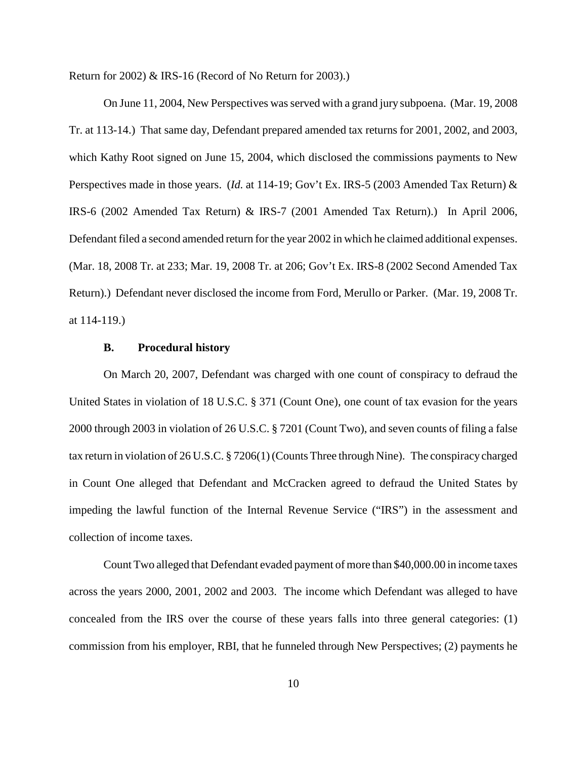Return for 2002) & IRS-16 (Record of No Return for 2003).)

On June 11, 2004, New Perspectives was served with a grand jury subpoena. (Mar. 19, 2008 Tr. at 113-14.) That same day, Defendant prepared amended tax returns for 2001, 2002, and 2003, which Kathy Root signed on June 15, 2004, which disclosed the commissions payments to New Perspectives made in those years. (*Id.* at 114-19; Gov't Ex. IRS-5 (2003 Amended Tax Return) & IRS-6 (2002 Amended Tax Return) & IRS-7 (2001 Amended Tax Return).) In April 2006, Defendant filed a second amended return for the year 2002 in which he claimed additional expenses. (Mar. 18, 2008 Tr. at 233; Mar. 19, 2008 Tr. at 206; Gov't Ex. IRS-8 (2002 Second Amended Tax Return).) Defendant never disclosed the income from Ford, Merullo or Parker. (Mar. 19, 2008 Tr. at 114-119.)

### B. Procedural history

On March 20, 2007, Defendant was charged with one count of conspiracy to defraud the United States in violation of 18 U.S.C. § 371 (Count One), one count of tax evasion for the years 2000 through 2003 in violation of 26 U.S.C. § 7201 (Count Two), and seven counts of filing a false tax return in violation of 26 U.S.C. § 7206(1) (Counts Three through Nine). The conspiracy charged in Count One alleged that Defendant and McCracken agreed to defraud the United States by impeding the lawful function of the Internal Revenue Service ("IRS") in the assessment and collection of income taxes.

Count Two alleged that Defendant evaded payment of more than $40,000.00 in income taxes across the years 2000, 2001, 2002 and 2003. The income which Defendant was alleged to have concealed from the IRS over the course of these years falls into three general categories: (1) commission from his employer, RBI, that he funneled through New Perspectives; (2) payments he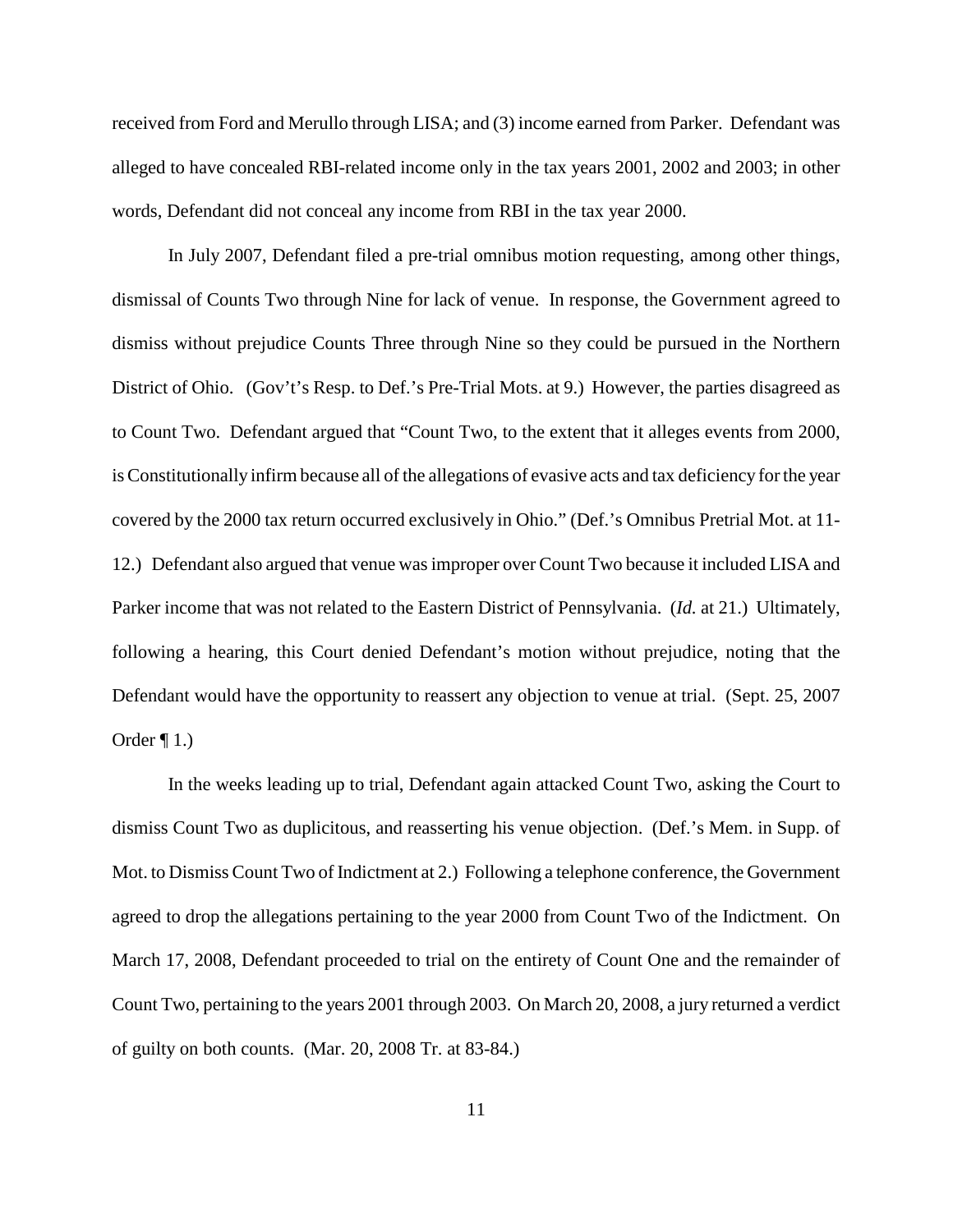received from Ford and Merullo through LISA; and (3) income earned from Parker. Defendant was alleged to have concealed RBI-related income only in the tax years 2001, 2002 and 2003; in other words, Defendant did not conceal any income from RBI in the tax year 2000.

In July 2007, Defendant filed a pre-trial omnibus motion requesting, among other things, dismissal of Counts Two through Nine for lack of venue. In response, the Government agreed to dismiss without prejudice Counts Three through Nine so they could be pursued in the Northern District of Ohio. (Gov't's Resp. to Def.'s Pre-Trial Mots. at 9.) However, the parties disagreed as to Count Two. Defendant argued that "Count Two, to the extent that it alleges events from 2000, is Constitutionally infirm because all of the allegations of evasive acts and tax deficiency for the year covered by the 2000 tax return occurred exclusively in Ohio." (Def.'s Omnibus Pretrial Mot. at 11-12.) Defendant also argued that venue was improper over Count Two because it included LISA and Parker income that was not related to the Eastern District of Pennsylvania. (*Id.* at 21.) Ultimately, following a hearing, this Court denied Defendant's motion without prejudice, noting that the Defendant would have the opportunity to reassert any objection to venue at trial. (Sept. 25, 2007 Order ¶ 1.)

In the weeks leading up to trial, Defendant again attacked Count Two, asking the Court to dismiss Count Two as duplicitous, and reasserting his venue objection. (Def.'s Mem. in Supp. of Mot. to Dismiss Count Two of Indictment at 2.) Following a telephone conference, the Government agreed to drop the allegations pertaining to the year 2000 from Count Two of the Indictment. On March 17, 2008, Defendant proceeded to trial on the entirety of Count One and the remainder of Count Two, pertaining to the years 2001 through 2003. On March 20, 2008, a jury returned a verdict of guilty on both counts. (Mar. 20, 2008 Tr. at 83-84.)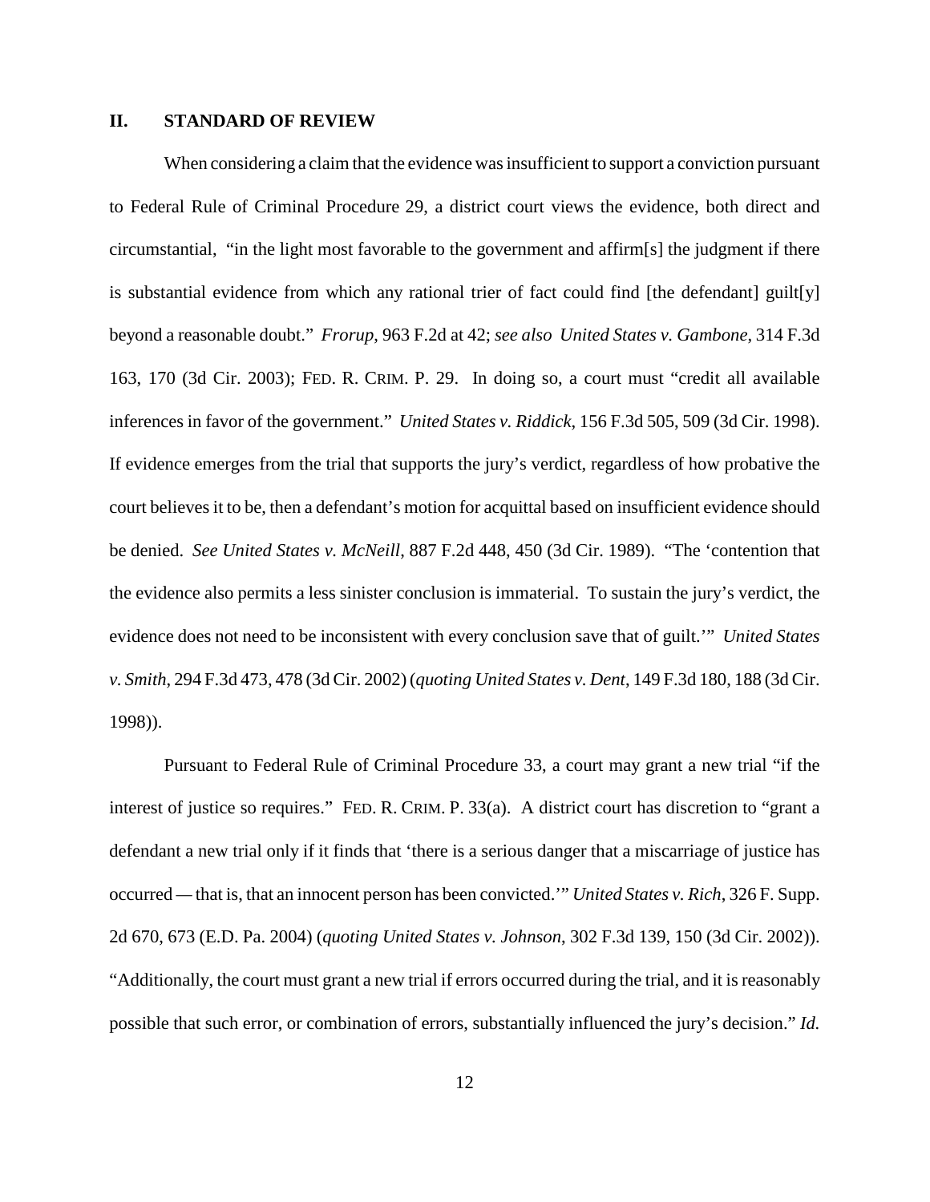## II. STANDARD OF REVIEW

When considering a claim that the evidence was insufficient to support a conviction pursuant to Federal Rule of Criminal Procedure 29, a district court views the evidence, both direct and circumstantial, "in the light most favorable to the government and affirm[s] the judgment if there is substantial evidence from which any rational trier of fact could find [the defendant] guilt[y] beyond a reasonable doubt." *Frorup*, 963 F.2d at 42; *see also United States v. Gambone*, 314 F.3d 163, 170 (3d Cir. 2003); FED. R. CRIM. P. 29. In doing so, a court must "credit all available inferences in favor of the government." *United States v. Riddick*, 156 F.3d 505, 509 (3d Cir. 1998). If evidence emerges from the trial that supports the jury's verdict, regardless of how probative the court believes it to be, then a defendant's motion for acquittal based on insufficient evidence should be denied. *See United States v. McNeill*, 887 F.2d 448, 450 (3d Cir. 1989). "The 'contention that the evidence also permits a less sinister conclusion is immaterial. To sustain the jury's verdict, the evidence does not need to be inconsistent with every conclusion save that of guilt.'" *United States v. Smith*, 294 F.3d 473, 478 (3d Cir. 2002) (*quoting United States v. Dent*, 149 F.3d 180, 188 (3d Cir. 1998)).

Pursuant to Federal Rule of Criminal Procedure 33, a court may grant a new trial "if the interest of justice so requires." FED. R. CRIM. P. 33(a). A district court has discretion to "grant a defendant a new trial only if it finds that 'there is a serious danger that a miscarriage of justice has occurred — that is, that an innocent person has been convicted.'" *United States v. Rich*, 326 F. Supp. 2d 670, 673 (E.D. Pa. 2004) (*quoting United States v. Johnson*, 302 F.3d 139, 150 (3d Cir. 2002)). "Additionally, the court must grant a new trial if errors occurred during the trial, and it is reasonably possible that such error, or combination of errors, substantially influenced the jury's decision." *Id.*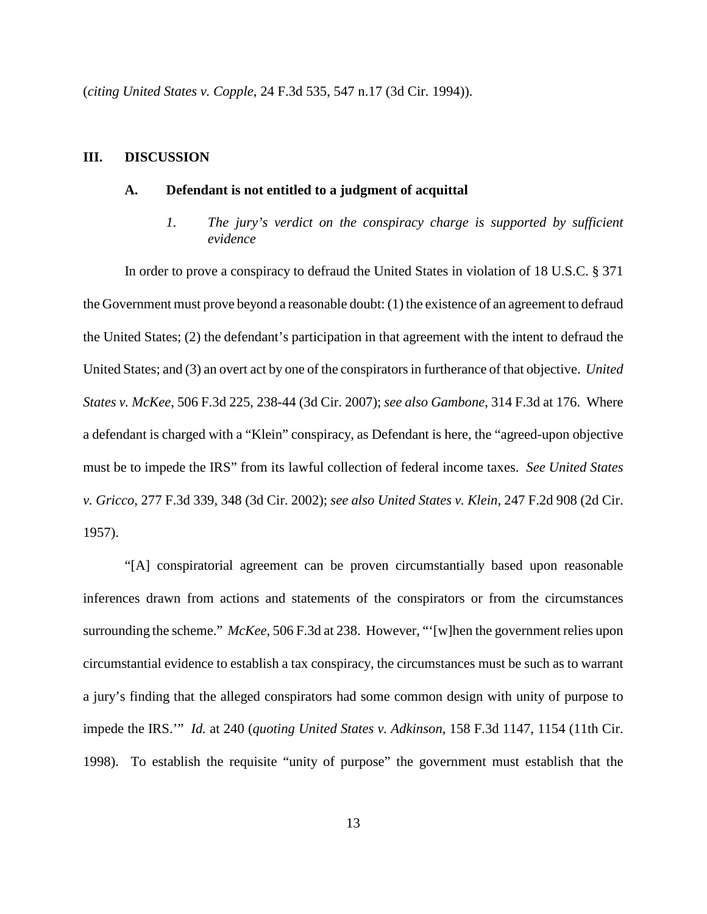(*citing United States v. Copple*, 24 F.3d 535, 547 n.17 (3d Cir. 1994)).

## III. DISCUSSION

### A. Defendant is not entitled to a judgment of acquittal

#### *1. The jury's verdict on the conspiracy charge is supported by sufficient evidence*

In order to prove a conspiracy to defraud the United States in violation of 18 U.S.C. § 371 the Government must prove beyond a reasonable doubt: (1) the existence of an agreement to defraud the United States; (2) the defendant's participation in that agreement with the intent to defraud the United States; and (3) an overt act by one of the conspirators in furtherance of that objective. *United States v. McKee*, 506 F.3d 225, 238-44 (3d Cir. 2007); *see also Gambone*, 314 F.3d at 176. Where a defendant is charged with a "Klein" conspiracy, as Defendant is here, the "agreed-upon objective must be to impede the IRS" from its lawful collection of federal income taxes. *See United States v. Gricco*, 277 F.3d 339, 348 (3d Cir. 2002); *see also United States v. Klein*, 247 F.2d 908 (2d Cir. 1957).

"[A] conspiratorial agreement can be proven circumstantially based upon reasonable inferences drawn from actions and statements of the conspirators or from the circumstances surrounding the scheme." *McKee*, 506 F.3d at 238. However, "'[w]hen the government relies upon circumstantial evidence to establish a tax conspiracy, the circumstances must be such as to warrant a jury's finding that the alleged conspirators had some common design with unity of purpose to impede the IRS.'" *Id.* at 240 (*quoting United States v. Adkinson*, 158 F.3d 1147, 1154 (11th Cir. 1998). To establish the requisite "unity of purpose" the government must establish that the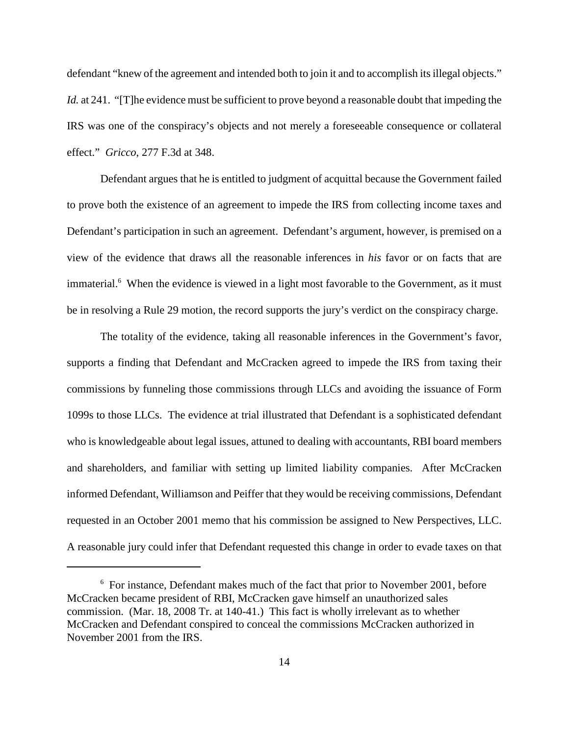defendant "knew of the agreement and intended both to join it and to accomplish its illegal objects." *Id.* at 241. "[T]he evidence must be sufficient to prove beyond a reasonable doubt that impeding the IRS was one of the conspiracy's objects and not merely a foreseeable consequence or collateral effect." *Gricco*, 277 F.3d at 348.

Defendant argues that he is entitled to judgment of acquittal because the Government failed to prove both the existence of an agreement to impede the IRS from collecting income taxes and Defendant's participation in such an agreement. Defendant's argument, however, is premised on a view of the evidence that draws all the reasonable inferences in *his* favor or on facts that are immaterial.[6] When the evidence is viewed in a light most favorable to the Government, as it must be in resolving a Rule 29 motion, the record supports the jury's verdict on the conspiracy charge.

The totality of the evidence, taking all reasonable inferences in the Government's favor, supports a finding that Defendant and McCracken agreed to impede the IRS from taxing their commissions by funneling those commissions through LLCs and avoiding the issuance of Form 1099s to those LLCs. The evidence at trial illustrated that Defendant is a sophisticated defendant who is knowledgeable about legal issues, attuned to dealing with accountants, RBI board members and shareholders, and familiar with setting up limited liability companies. After McCracken informed Defendant, Williamson and Peiffer that they would be receiving commissions, Defendant requested in an October 2001 memo that his commission be assigned to New Perspectives, LLC. A reasonable jury could infer that Defendant requested this change in order to evade taxes on that

---

[6] For instance, Defendant makes much of the fact that prior to November 2001, before McCracken became president of RBI, McCracken gave himself an unauthorized sales commission. (Mar. 18, 2008 Tr. at 140-41.) This fact is wholly irrelevant as to whether McCracken and Defendant conspired to conceal the commissions McCracken authorized in November 2001 from the IRS.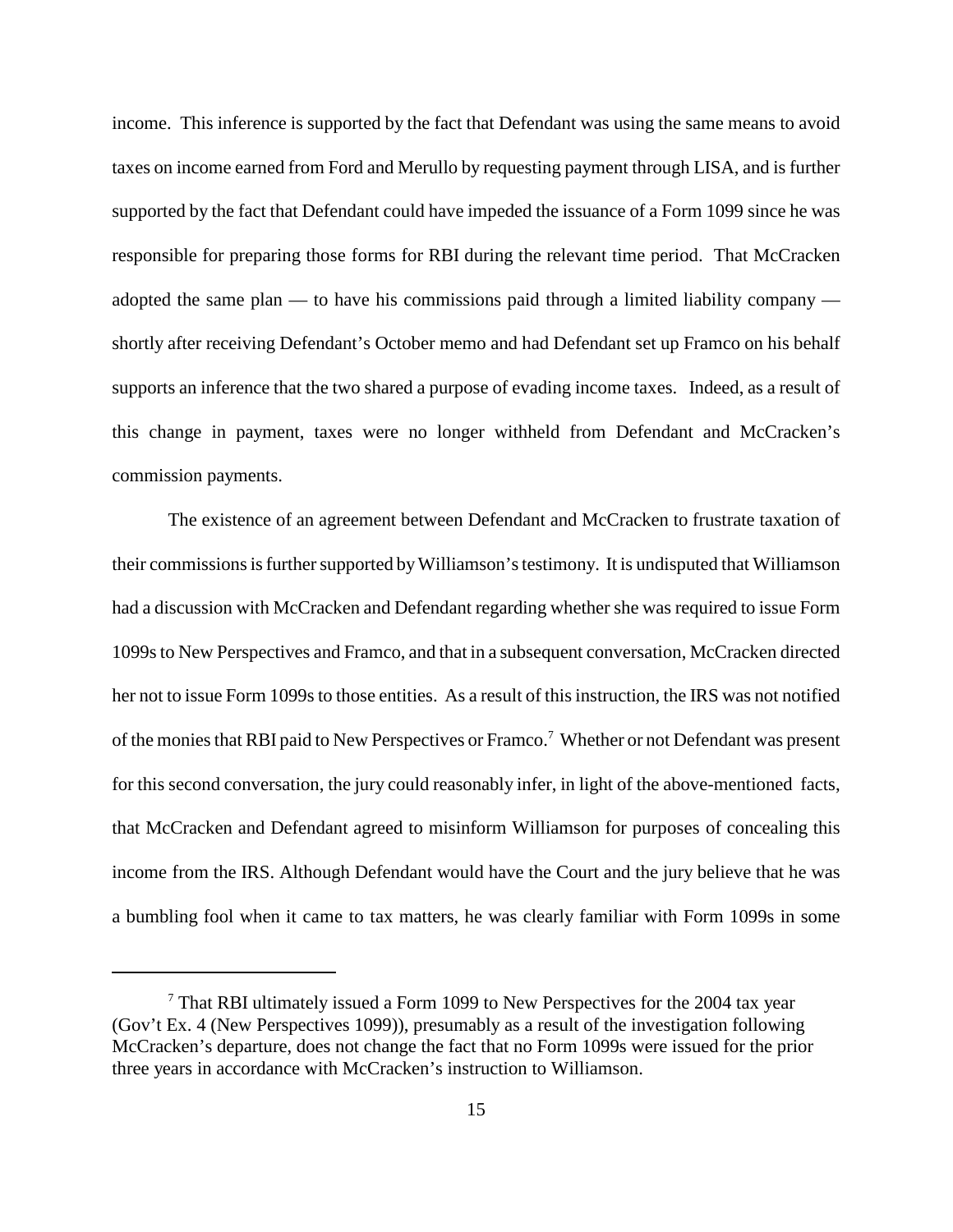income. This inference is supported by the fact that Defendant was using the same means to avoid taxes on income earned from Ford and Merullo by requesting payment through LISA, and is further supported by the fact that Defendant could have impeded the issuance of a Form 1099 since he was responsible for preparing those forms for RBI during the relevant time period. That McCracken adopted the same plan — to have his commissions paid through a limited liability company — shortly after receiving Defendant's October memo and had Defendant set up Framco on his behalf supports an inference that the two shared a purpose of evading income taxes. Indeed, as a result of this change in payment, taxes were no longer withheld from Defendant and McCracken's commission payments.

The existence of an agreement between Defendant and McCracken to frustrate taxation of their commissions is further supported by Williamson's testimony. It is undisputed that Williamson had a discussion with McCracken and Defendant regarding whether she was required to issue Form 1099s to New Perspectives and Framco, and that in a subsequent conversation, McCracken directed her not to issue Form 1099s to those entities. As a result of this instruction, the IRS was not notified of the monies that RBI paid to New Perspectives or Framco.[7] Whether or not Defendant was present for this second conversation, the jury could reasonably infer, in light of the above-mentioned facts, that McCracken and Defendant agreed to misinform Williamson for purposes of concealing this income from the IRS. Although Defendant would have the Court and the jury believe that he was a bumbling fool when it came to tax matters, he was clearly familiar with Form 1099s in some

[7] That RBI ultimately issued a Form 1099 to New Perspectives for the 2004 tax year (Gov't Ex. 4 (New Perspectives 1099)), presumably as a result of the investigation following McCracken's departure, does not change the fact that no Form 1099s were issued for the prior three years in accordance with McCracken's instruction to Williamson.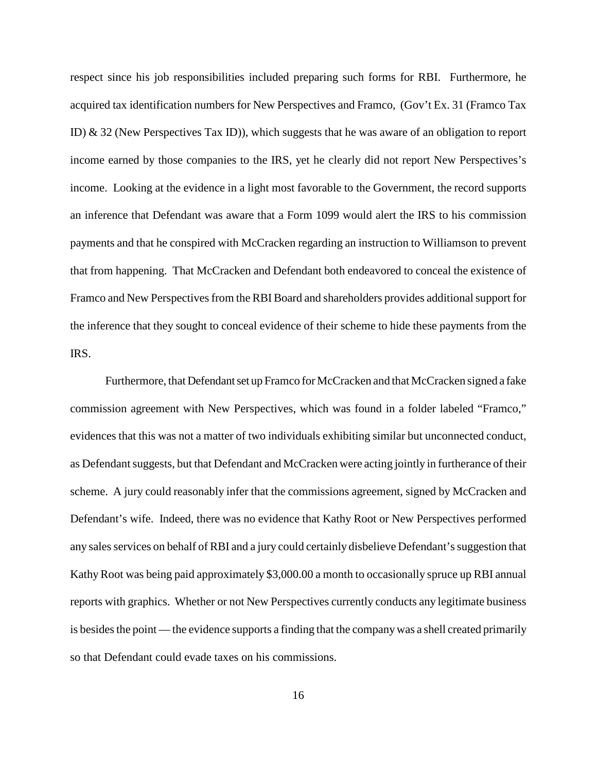respect since his job responsibilities included preparing such forms for RBI. Furthermore, he acquired tax identification numbers for New Perspectives and Framco, (Gov't Ex. 31 (Framco Tax ID) & 32 (New Perspectives Tax ID)), which suggests that he was aware of an obligation to report income earned by those companies to the IRS, yet he clearly did not report New Perspectives's income. Looking at the evidence in a light most favorable to the Government, the record supports an inference that Defendant was aware that a Form 1099 would alert the IRS to his commission payments and that he conspired with McCracken regarding an instruction to Williamson to prevent that from happening. That McCracken and Defendant both endeavored to conceal the existence of Framco and New Perspectives from the RBI Board and shareholders provides additional support for the inference that they sought to conceal evidence of their scheme to hide these payments from the IRS.

Furthermore, that Defendant set up Framco for McCracken and that McCracken signed a fake commission agreement with New Perspectives, which was found in a folder labeled "Framco," evidences that this was not a matter of two individuals exhibiting similar but unconnected conduct, as Defendant suggests, but that Defendant and McCracken were acting jointly in furtherance of their scheme. A jury could reasonably infer that the commissions agreement, signed by McCracken and Defendant's wife. Indeed, there was no evidence that Kathy Root or New Perspectives performed any sales services on behalf of RBI and a jury could certainly disbelieve Defendant's suggestion that Kathy Root was being paid approximately $3,000.00 a month to occasionally spruce up RBI annual reports with graphics. Whether or not New Perspectives currently conducts any legitimate business is besides the point — the evidence supports a finding that the company was a shell created primarily so that Defendant could evade taxes on his commissions.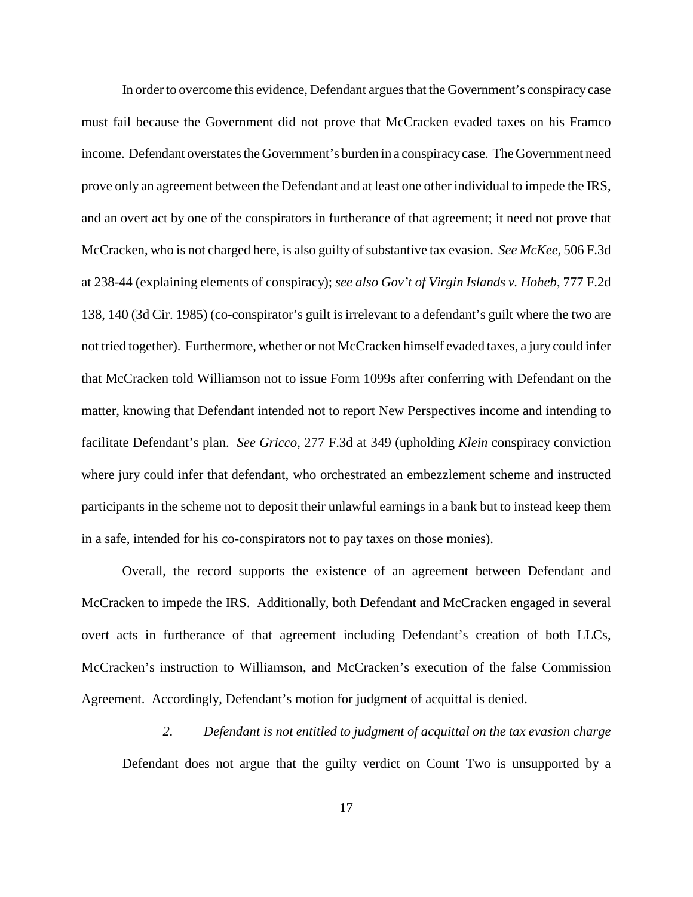In order to overcome this evidence, Defendant argues that the Government's conspiracy case must fail because the Government did not prove that McCracken evaded taxes on his Framco income. Defendant overstates the Government's burden in a conspiracy case. The Government need prove only an agreement between the Defendant and at least one other individual to impede the IRS, and an overt act by one of the conspirators in furtherance of that agreement; it need not prove that McCracken, who is not charged here, is also guilty of substantive tax evasion. *See McKee*, 506 F.3d at 238-44 (explaining elements of conspiracy); *see also Gov't of Virgin Islands v. Hoheb*, 777 F.2d 138, 140 (3d Cir. 1985) (co-conspirator's guilt is irrelevant to a defendant's guilt where the two are not tried together). Furthermore, whether or not McCracken himself evaded taxes, a jury could infer that McCracken told Williamson not to issue Form 1099s after conferring with Defendant on the matter, knowing that Defendant intended not to report New Perspectives income and intending to facilitate Defendant's plan. *See Gricco*, 277 F.3d at 349 (upholding *Klein* conspiracy conviction where jury could infer that defendant, who orchestrated an embezzlement scheme and instructed participants in the scheme not to deposit their unlawful earnings in a bank but to instead keep them in a safe, intended for his co-conspirators not to pay taxes on those monies).

Overall, the record supports the existence of an agreement between Defendant and McCracken to impede the IRS. Additionally, both Defendant and McCracken engaged in several overt acts in furtherance of that agreement including Defendant's creation of both LLCs, McCracken's instruction to Williamson, and McCracken's execution of the false Commission Agreement. Accordingly, Defendant's motion for judgment of acquittal is denied.

*2. Defendant is not entitled to judgment of acquittal on the tax evasion charge*

Defendant does not argue that the guilty verdict on Count Two is unsupported by a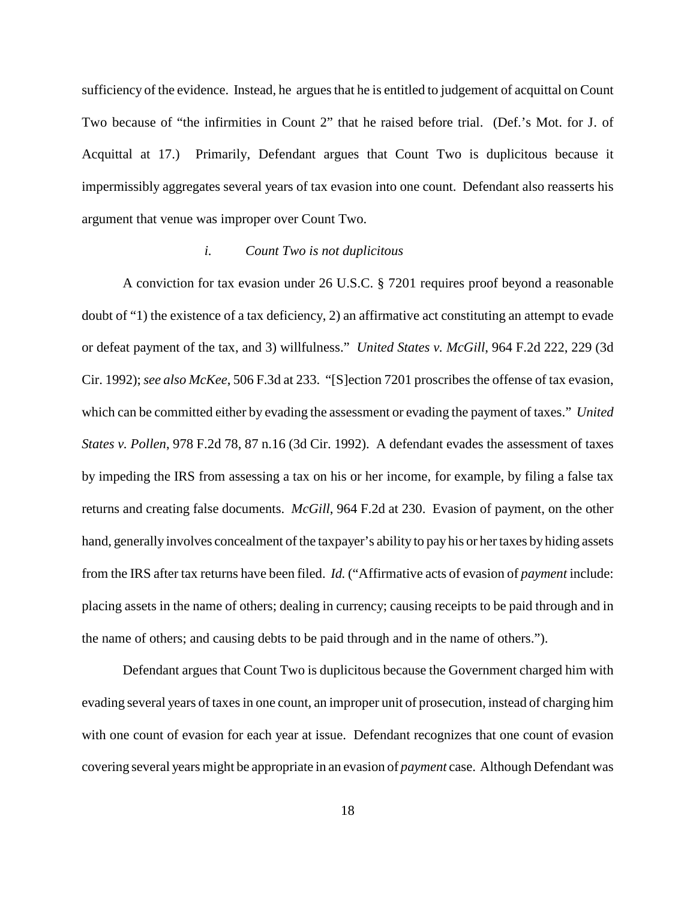sufficiency of the evidence. Instead, he argues that he is entitled to judgement of acquittal on Count Two because of "the infirmities in Count 2" that he raised before trial. (Def.'s Mot. for J. of Acquittal at 17.) Primarily, Defendant argues that Count Two is duplicitous because it impermissibly aggregates several years of tax evasion into one count. Defendant also reasserts his argument that venue was improper over Count Two.

*i. Count Two is not duplicitous*

A conviction for tax evasion under 26 U.S.C. § 7201 requires proof beyond a reasonable doubt of "1) the existence of a tax deficiency, 2) an affirmative act constituting an attempt to evade or defeat payment of the tax, and 3) willfulness." *United States v. McGill*, 964 F.2d 222, 229 (3d Cir. 1992); *see also McKee*, 506 F.3d at 233. "[S]ection 7201 proscribes the offense of tax evasion, which can be committed either by evading the assessment or evading the payment of taxes." *United States v. Pollen*, 978 F.2d 78, 87 n.16 (3d Cir. 1992). A defendant evades the assessment of taxes by impeding the IRS from assessing a tax on his or her income, for example, by filing a false tax returns and creating false documents. *McGill*, 964 F.2d at 230. Evasion of payment, on the other hand, generally involves concealment of the taxpayer's ability to pay his or her taxes by hiding assets from the IRS after tax returns have been filed. *Id.* ("Affirmative acts of evasion of *payment* include: placing assets in the name of others; dealing in currency; causing receipts to be paid through and in the name of others; and causing debts to be paid through and in the name of others.").

Defendant argues that Count Two is duplicitous because the Government charged him with evading several years of taxes in one count, an improper unit of prosecution, instead of charging him with one count of evasion for each year at issue. Defendant recognizes that one count of evasion covering several years might be appropriate in an evasion of *payment* case. Although Defendant was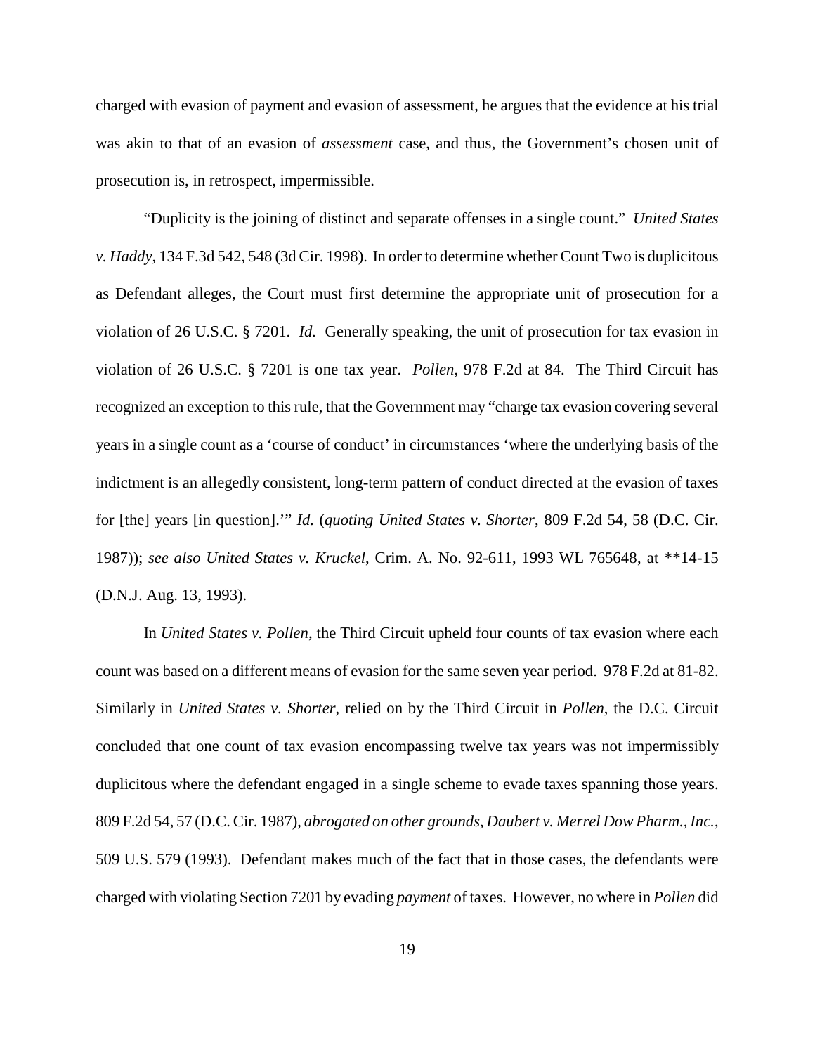charged with evasion of payment and evasion of assessment, he argues that the evidence at his trial was akin to that of an evasion of *assessment* case, and thus, the Government's chosen unit of prosecution is, in retrospect, impermissible.

"Duplicity is the joining of distinct and separate offenses in a single count." *United States v. Haddy*, 134 F.3d 542, 548 (3d Cir. 1998). In order to determine whether Count Two is duplicitous as Defendant alleges, the Court must first determine the appropriate unit of prosecution for a violation of 26 U.S.C. § 7201. *Id.* Generally speaking, the unit of prosecution for tax evasion in violation of 26 U.S.C. § 7201 is one tax year. *Pollen*, 978 F.2d at 84. The Third Circuit has recognized an exception to this rule, that the Government may "charge tax evasion covering several years in a single count as a 'course of conduct' in circumstances 'where the underlying basis of the indictment is an allegedly consistent, long-term pattern of conduct directed at the evasion of taxes for [the] years [in question].'" *Id.* (*quoting United States v. Shorter*, 809 F.2d 54, 58 (D.C. Cir. 1987)); *see also United States v. Kruckel*, Crim. A. No. 92-611, 1993 WL 765648, at **14-15 (D.N.J. Aug. 13, 1993).

In *United States v. Pollen*, the Third Circuit upheld four counts of tax evasion where each count was based on a different means of evasion for the same seven year period. 978 F.2d at 81-82. Similarly in *United States v. Shorter*, relied on by the Third Circuit in *Pollen*, the D.C. Circuit concluded that one count of tax evasion encompassing twelve tax years was not impermissibly duplicitous where the defendant engaged in a single scheme to evade taxes spanning those years. 809 F.2d 54, 57 (D.C. Cir. 1987), *abrogated on other grounds*, *Daubert v. Merrel Dow Pharm., Inc.*, 509 U.S. 579 (1993). Defendant makes much of the fact that in those cases, the defendants were charged with violating Section 7201 by evading *payment* of taxes. However, no where in *Pollen* did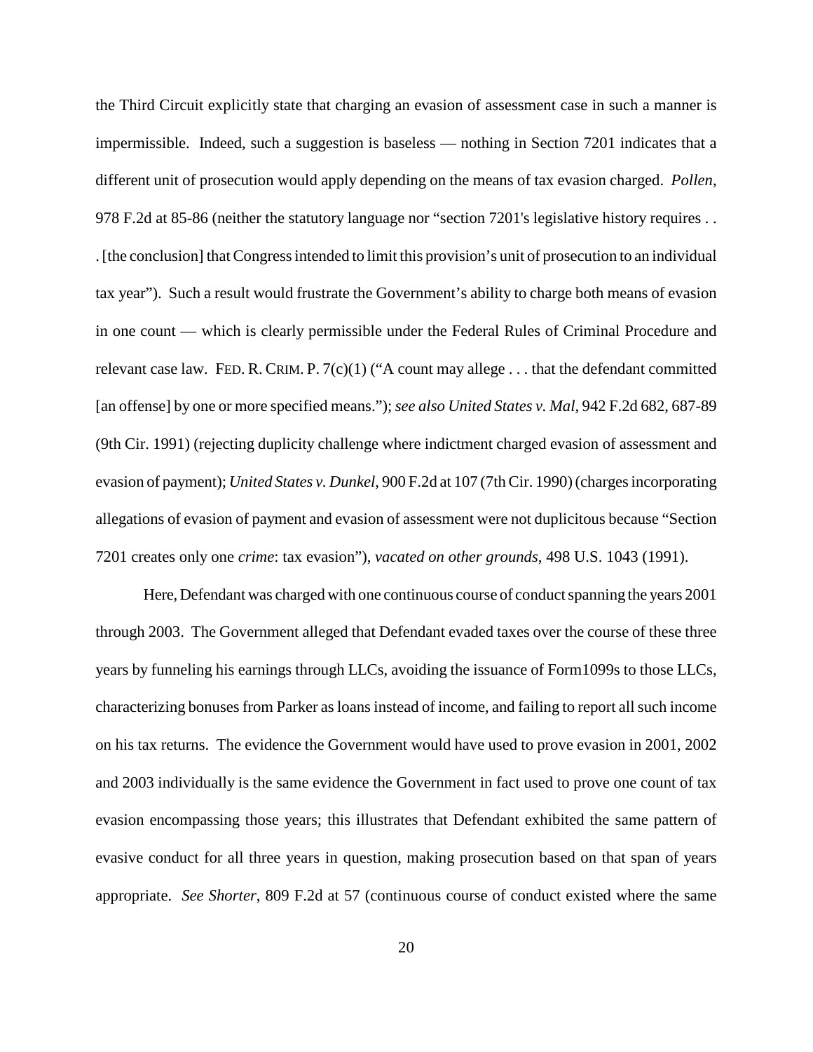the Third Circuit explicitly state that charging an evasion of assessment case in such a manner is impermissible. Indeed, such a suggestion is baseless — nothing in Section 7201 indicates that a different unit of prosecution would apply depending on the means of tax evasion charged. *Pollen*, 978 F.2d at 85-86 (neither the statutory language nor "section 7201's legislative history requires . . . [the conclusion] that Congress intended to limit this provision's unit of prosecution to an individual tax year"). Such a result would frustrate the Government's ability to charge both means of evasion in one count — which is clearly permissible under the Federal Rules of Criminal Procedure and relevant case law. FED. R. CRIM. P. 7(c)(1) ("A count may allege . . . that the defendant committed [an offense] by one or more specified means."); *see also United States v. Mal*, 942 F.2d 682, 687-89 (9th Cir. 1991) (rejecting duplicity challenge where indictment charged evasion of assessment and evasion of payment); *United States v. Dunkel*, 900 F.2d at 107 (7th Cir. 1990) (charges incorporating allegations of evasion of payment and evasion of assessment were not duplicitous because "Section 7201 creates only one *crime*: tax evasion"), *vacated on other grounds*, 498 U.S. 1043 (1991).

Here, Defendant was charged with one continuous course of conduct spanning the years 2001 through 2003. The Government alleged that Defendant evaded taxes over the course of these three years by funneling his earnings through LLCs, avoiding the issuance of Form1099s to those LLCs, characterizing bonuses from Parker as loans instead of income, and failing to report all such income on his tax returns. The evidence the Government would have used to prove evasion in 2001, 2002 and 2003 individually is the same evidence the Government in fact used to prove one count of tax evasion encompassing those years; this illustrates that Defendant exhibited the same pattern of evasive conduct for all three years in question, making prosecution based on that span of years appropriate. *See Shorter*, 809 F.2d at 57 (continuous course of conduct existed where the same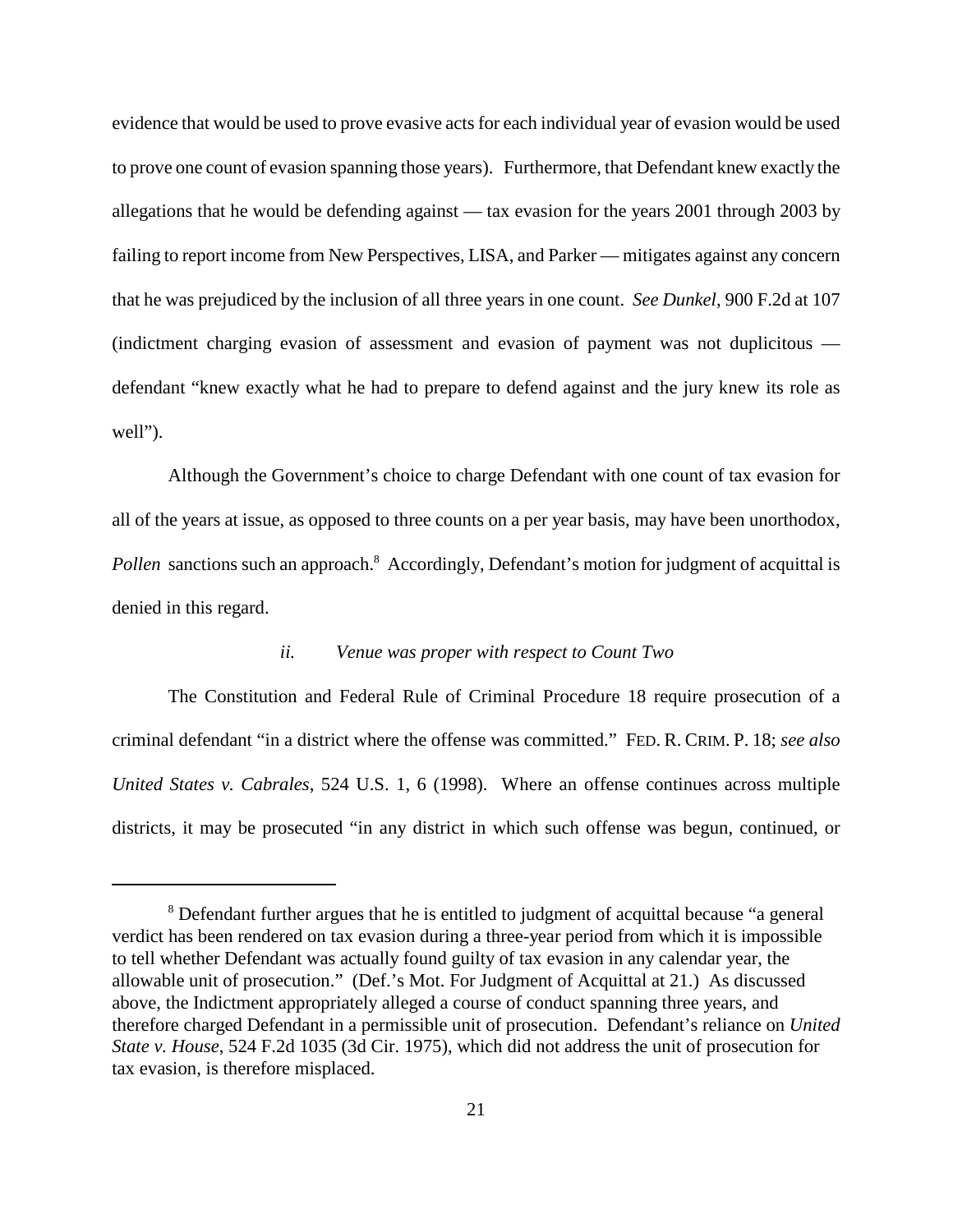evidence that would be used to prove evasive acts for each individual year of evasion would be used to prove one count of evasion spanning those years). Furthermore, that Defendant knew exactly the allegations that he would be defending against — tax evasion for the years 2001 through 2003 by failing to report income from New Perspectives, LISA, and Parker — mitigates against any concern that he was prejudiced by the inclusion of all three years in one count. *See Dunkel*, 900 F.2d at 107 (indictment charging evasion of assessment and evasion of payment was not duplicitous — defendant "knew exactly what he had to prepare to defend against and the jury knew its role as well").

Although the Government's choice to charge Defendant with one count of tax evasion for all of the years at issue, as opposed to three counts on a per year basis, may have been unorthodox, *Pollen* sanctions such an approach.[8] Accordingly, Defendant's motion for judgment of acquittal is denied in this regard.

### *ii. Venue was proper with respect to Count Two*

The Constitution and Federal Rule of Criminal Procedure 18 require prosecution of a criminal defendant "in a district where the offense was committed." FED. R. CRIM. P. 18; *see also United States v. Cabrales*, 524 U.S. 1, 6 (1998). Where an offense continues across multiple districts, it may be prosecuted "in any district in which such offense was begun, continued, or

---

[8] Defendant further argues that he is entitled to judgment of acquittal because "a general verdict has been rendered on tax evasion during a three-year period from which it is impossible to tell whether Defendant was actually found guilty of tax evasion in any calendar year, the allowable unit of prosecution." (Def.'s Mot. For Judgment of Acquittal at 21.) As discussed above, the Indictment appropriately alleged a course of conduct spanning three years, and therefore charged Defendant in a permissible unit of prosecution. Defendant's reliance on *United State v. House*, 524 F.2d 1035 (3d Cir. 1975), which did not address the unit of prosecution for tax evasion, is therefore misplaced.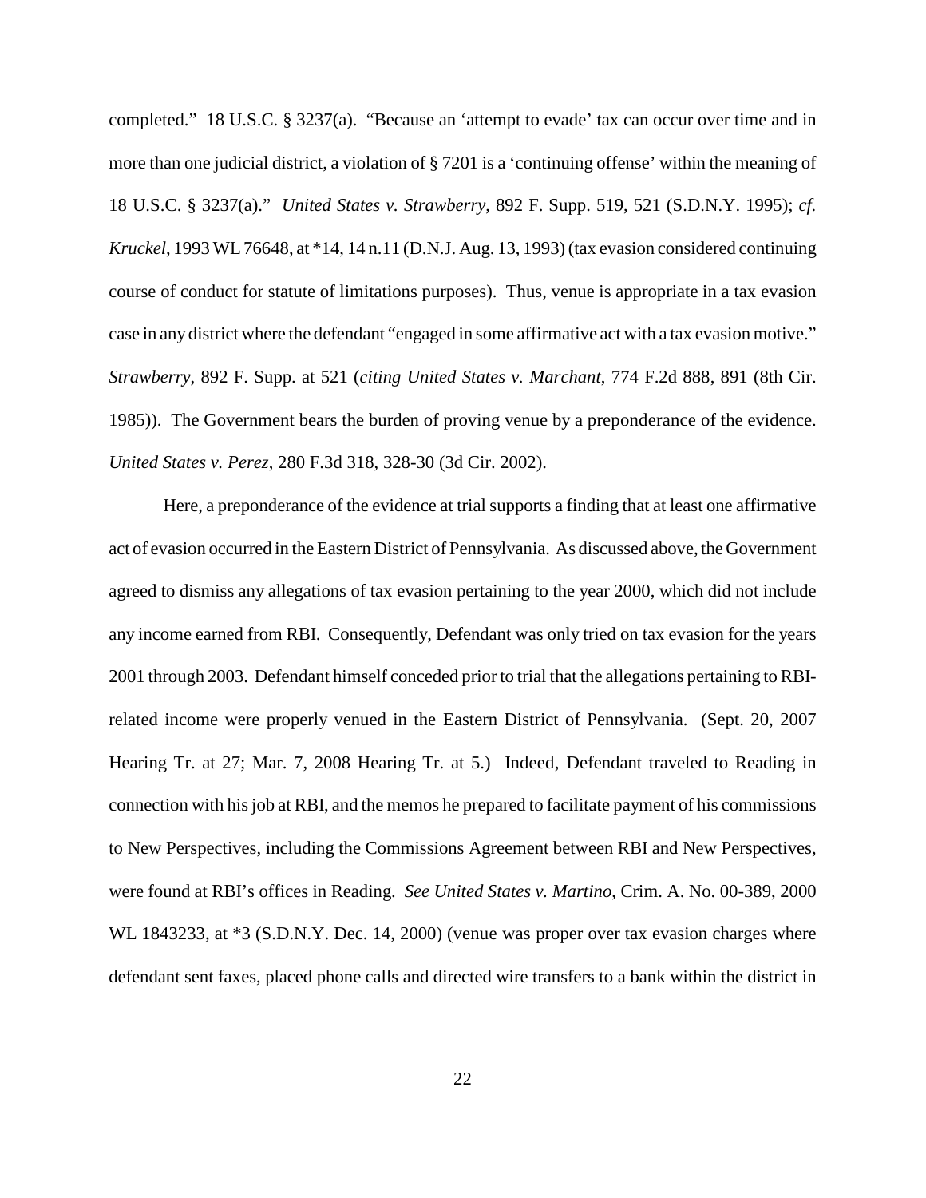completed." 18 U.S.C. § 3237(a). "Because an 'attempt to evade' tax can occur over time and in more than one judicial district, a violation of § 7201 is a 'continuing offense' within the meaning of 18 U.S.C. § 3237(a)." *United States v. Strawberry*, 892 F. Supp. 519, 521 (S.D.N.Y. 1995); *cf. Kruckel*, 1993 WL 76648, at *14, 14 n.11 (D.N.J. Aug. 13, 1993) (tax evasion considered continuing course of conduct for statute of limitations purposes). Thus, venue is appropriate in a tax evasion case in any district where the defendant "engaged in some affirmative act with a tax evasion motive." *Strawberry*, 892 F. Supp. at 521 (*citing United States v. Marchant*, 774 F.2d 888, 891 (8th Cir. 1985)). The Government bears the burden of proving venue by a preponderance of the evidence. *United States v. Perez*, 280 F.3d 318, 328-30 (3d Cir. 2002).

Here, a preponderance of the evidence at trial supports a finding that at least one affirmative act of evasion occurred in the Eastern District of Pennsylvania. As discussed above, the Government agreed to dismiss any allegations of tax evasion pertaining to the year 2000, which did not include any income earned from RBI. Consequently, Defendant was only tried on tax evasion for the years 2001 through 2003. Defendant himself conceded prior to trial that the allegations pertaining to RBI-related income were properly venued in the Eastern District of Pennsylvania. (Sept. 20, 2007 Hearing Tr. at 27; Mar. 7, 2008 Hearing Tr. at 5.) Indeed, Defendant traveled to Reading in connection with his job at RBI, and the memos he prepared to facilitate payment of his commissions to New Perspectives, including the Commissions Agreement between RBI and New Perspectives, were found at RBI's offices in Reading. *See United States v. Martino*, Crim. A. No. 00-389, 2000 WL 1843233, at *3 (S.D.N.Y. Dec. 14, 2000) (venue was proper over tax evasion charges where defendant sent faxes, placed phone calls and directed wire transfers to a bank within the district in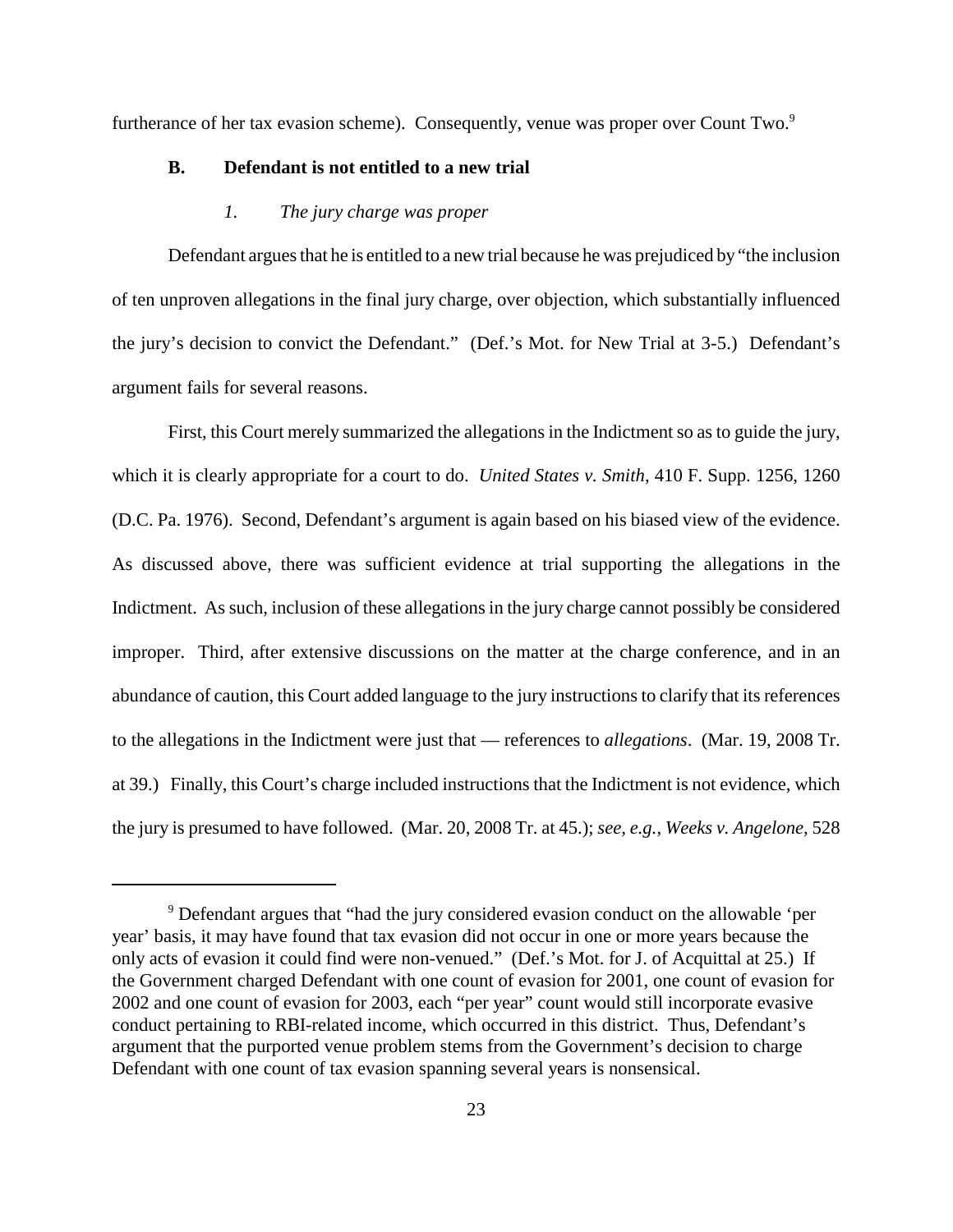furtherance of her tax evasion scheme). Consequently, venue was proper over Count Two.[9]

### B. Defendant is not entitled to a new trial

#### *1. The jury charge was proper*

Defendant argues that he is entitled to a new trial because he was prejudiced by "the inclusion of ten unproven allegations in the final jury charge, over objection, which substantially influenced the jury's decision to convict the Defendant." (Def.'s Mot. for New Trial at 3-5.) Defendant's argument fails for several reasons.

First, this Court merely summarized the allegations in the Indictment so as to guide the jury, which it is clearly appropriate for a court to do. *United States v. Smith*, 410 F. Supp. 1256, 1260 (D.C. Pa. 1976). Second, Defendant's argument is again based on his biased view of the evidence. As discussed above, there was sufficient evidence at trial supporting the allegations in the Indictment. As such, inclusion of these allegations in the jury charge cannot possibly be considered improper. Third, after extensive discussions on the matter at the charge conference, and in an abundance of caution, this Court added language to the jury instructions to clarify that its references to the allegations in the Indictment were just that — references to *allegations*. (Mar. 19, 2008 Tr. at 39.) Finally, this Court's charge included instructions that the Indictment is not evidence, which the jury is presumed to have followed. (Mar. 20, 2008 Tr. at 45.); *see, e.g.*, *Weeks v. Angelone*, 528

---

[9] Defendant argues that "had the jury considered evasion conduct on the allowable 'per year' basis, it may have found that tax evasion did not occur in one or more years because the only acts of evasion it could find were non-venued." (Def.'s Mot. for J. of Acquittal at 25.) If the Government charged Defendant with one count of evasion for 2001, one count of evasion for 2002 and one count of evasion for 2003, each "per year" count would still incorporate evasive conduct pertaining to RBI-related income, which occurred in this district. Thus, Defendant's argument that the purported venue problem stems from the Government's decision to charge Defendant with one count of tax evasion spanning several years is nonsensical.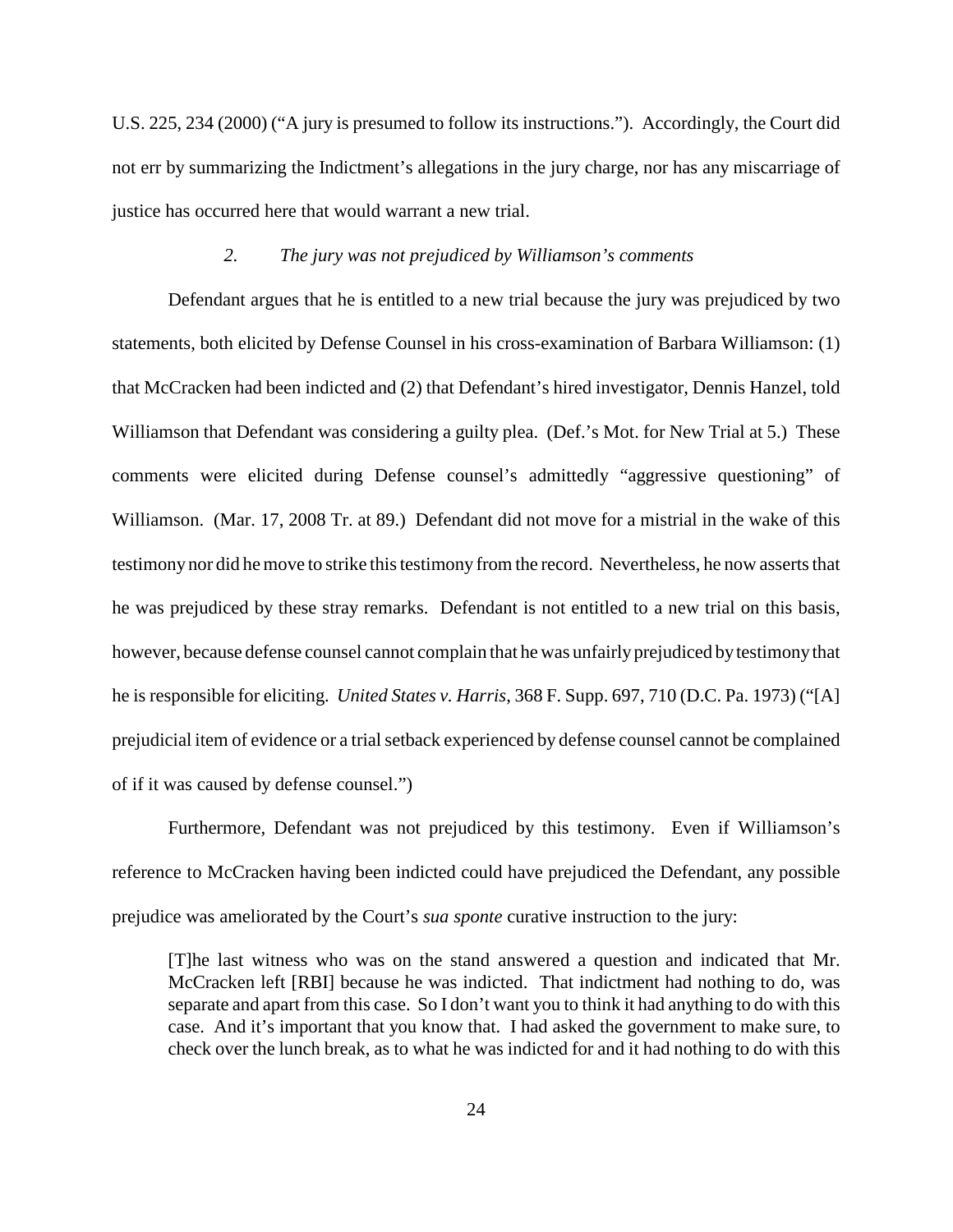U.S. 225, 234 (2000) ("A jury is presumed to follow its instructions."). Accordingly, the Court did not err by summarizing the Indictment's allegations in the jury charge, nor has any miscarriage of justice has occurred here that would warrant a new trial.

### *2. The jury was not prejudiced by Williamson's comments*

Defendant argues that he is entitled to a new trial because the jury was prejudiced by two statements, both elicited by Defense Counsel in his cross-examination of Barbara Williamson: (1) that McCracken had been indicted and (2) that Defendant's hired investigator, Dennis Hanzel, told Williamson that Defendant was considering a guilty plea. (Def.'s Mot. for New Trial at 5.) These comments were elicited during Defense counsel's admittedly "aggressive questioning" of Williamson. (Mar. 17, 2008 Tr. at 89.) Defendant did not move for a mistrial in the wake of this testimony nor did he move to strike this testimony from the record. Nevertheless, he now asserts that he was prejudiced by these stray remarks. Defendant is not entitled to a new trial on this basis, however, because defense counsel cannot complain that he was unfairly prejudiced by testimony that he is responsible for eliciting. *United States v. Harris*, 368 F. Supp. 697, 710 (D.C. Pa. 1973) ("[A] prejudicial item of evidence or a trial setback experienced by defense counsel cannot be complained of if it was caused by defense counsel.")

Furthermore, Defendant was not prejudiced by this testimony. Even if Williamson's reference to McCracken having been indicted could have prejudiced the Defendant, any possible prejudice was ameliorated by the Court's *sua sponte* curative instruction to the jury:

> [T]he last witness who was on the stand answered a question and indicated that Mr. McCracken left [RBI] because he was indicted. That indictment had nothing to do, was separate and apart from this case. So I don't want you to think it had anything to do with this case. And it's important that you know that. I had asked the government to make sure, to check over the lunch break, as to what he was indicted for and it had nothing to do with this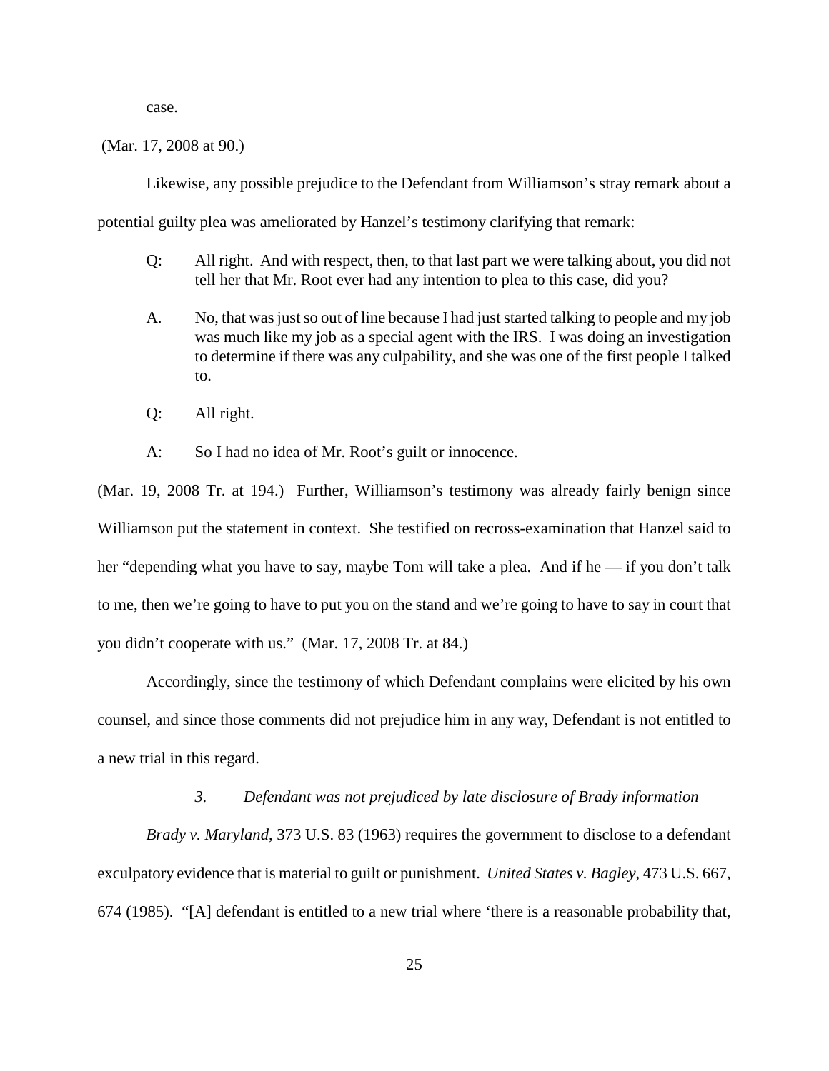case.

(Mar. 17, 2008 at 90.)

Likewise, any possible prejudice to the Defendant from Williamson's stray remark about a potential guilty plea was ameliorated by Hanzel's testimony clarifying that remark:

> Q: All right. And with respect, then, to that last part we were talking about, you did not tell her that Mr. Root ever had any intention to plea to this case, did you?
>
> A. No, that was just so out of line because I had just started talking to people and my job was much like my job as a special agent with the IRS. I was doing an investigation to determine if there was any culpability, and she was one of the first people I talked to.
>
> Q: All right.
>
> A: So I had no idea of Mr. Root's guilt or innocence.

(Mar. 19, 2008 Tr. at 194.) Further, Williamson's testimony was already fairly benign since Williamson put the statement in context. She testified on recross-examination that Hanzel said to her "depending what you have to say, maybe Tom will take a plea. And if he — if you don't talk to me, then we're going to have to put you on the stand and we're going to have to say in court that you didn't cooperate with us." (Mar. 17, 2008 Tr. at 84.)

Accordingly, since the testimony of which Defendant complains were elicited by his own counsel, and since those comments did not prejudice him in any way, Defendant is not entitled to a new trial in this regard.

### *3. Defendant was not prejudiced by late disclosure of Brady information*

*Brady v. Maryland*, 373 U.S. 83 (1963) requires the government to disclose to a defendant exculpatory evidence that is material to guilt or punishment. *United States v. Bagley*, 473 U.S. 667, 674 (1985). "[A] defendant is entitled to a new trial where 'there is a reasonable probability that,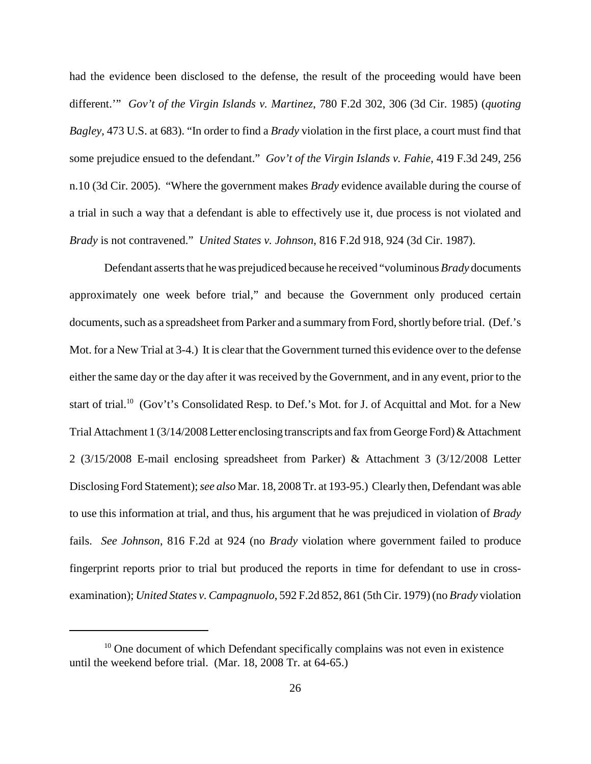had the evidence been disclosed to the defense, the result of the proceeding would have been different.'" *Gov't of the Virgin Islands v. Martinez*, 780 F.2d 302, 306 (3d Cir. 1985) (*quoting Bagley*, 473 U.S. at 683). "In order to find a *Brady* violation in the first place, a court must find that some prejudice ensued to the defendant." *Gov't of the Virgin Islands v. Fahie*, 419 F.3d 249, 256 n.10 (3d Cir. 2005). "Where the government makes *Brady* evidence available during the course of a trial in such a way that a defendant is able to effectively use it, due process is not violated and *Brady* is not contravened." *United States v. Johnson*, 816 F.2d 918, 924 (3d Cir. 1987).

Defendant asserts that he was prejudiced because he received "voluminous *Brady* documents approximately one week before trial," and because the Government only produced certain documents, such as a spreadsheet from Parker and a summary from Ford, shortly before trial. (Def.'s Mot. for a New Trial at 3-4.) It is clear that the Government turned this evidence over to the defense either the same day or the day after it was received by the Government, and in any event, prior to the start of trial.[10] (Gov't's Consolidated Resp. to Def.'s Mot. for J. of Acquittal and Mot. for a New Trial Attachment 1 (3/14/2008 Letter enclosing transcripts and fax from George Ford) & Attachment 2 (3/15/2008 E-mail enclosing spreadsheet from Parker) & Attachment 3 (3/12/2008 Letter Disclosing Ford Statement); *see also* Mar. 18, 2008 Tr. at 193-95.) Clearly then, Defendant was able to use this information at trial, and thus, his argument that he was prejudiced in violation of *Brady* fails. *See Johnson*, 816 F.2d at 924 (no *Brady* violation where government failed to produce fingerprint reports prior to trial but produced the reports in time for defendant to use in cross-examination); *United States v. Campagnuolo*, 592 F.2d 852, 861 (5th Cir. 1979) (no *Brady* violation

---

[10] One document of which Defendant specifically complains was not even in existence until the weekend before trial. (Mar. 18, 2008 Tr. at 64-65.)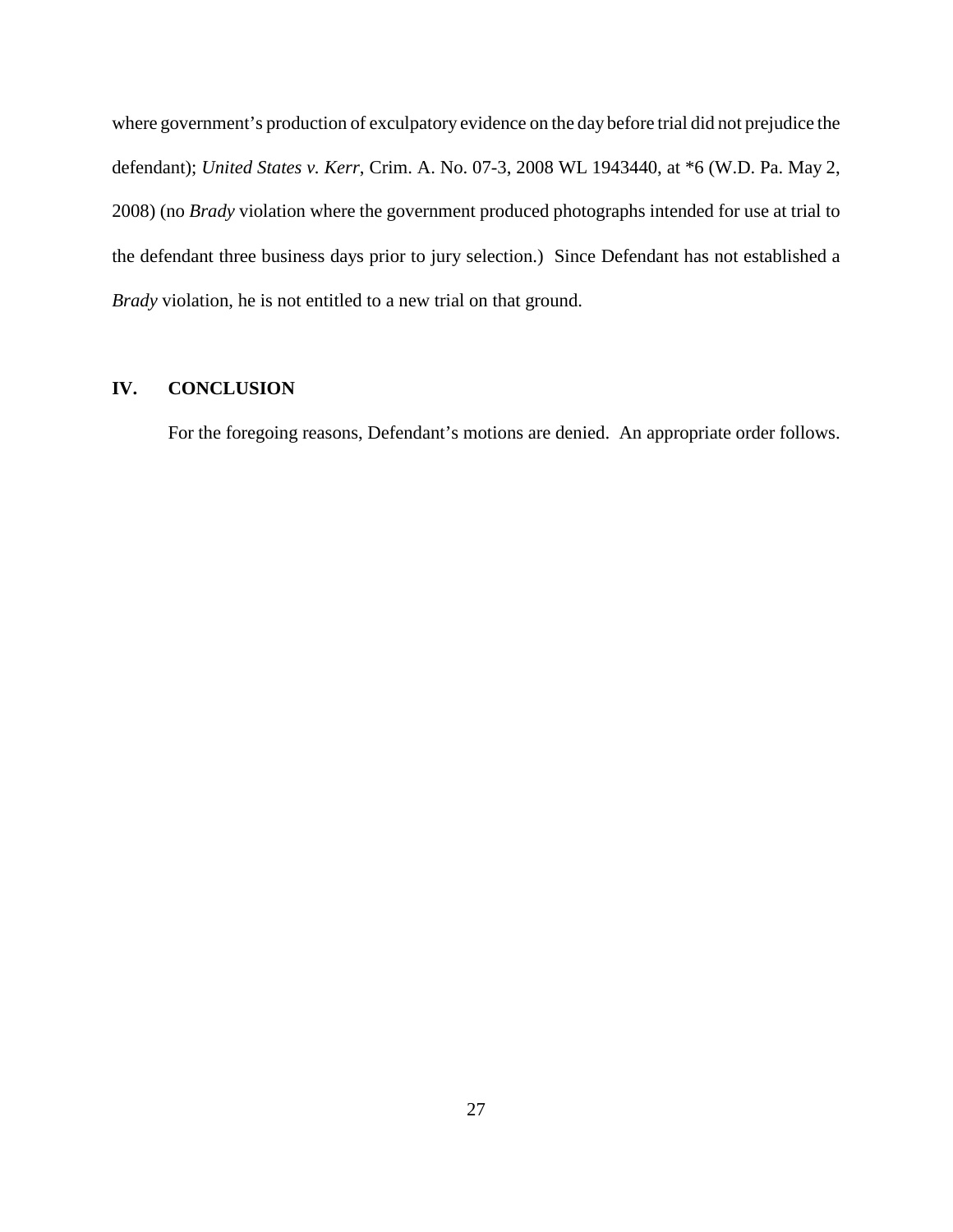where government's production of exculpatory evidence on the day before trial did not prejudice the defendant); *United States v. Kerr*, Crim. A. No. 07-3, 2008 WL 1943440, at *6 (W.D. Pa. May 2, 2008) (no *Brady* violation where the government produced photographs intended for use at trial to the defendant three business days prior to jury selection.) Since Defendant has not established a *Brady* violation, he is not entitled to a new trial on that ground.

## IV. CONCLUSION

For the foregoing reasons, Defendant's motions are denied. An appropriate order follows.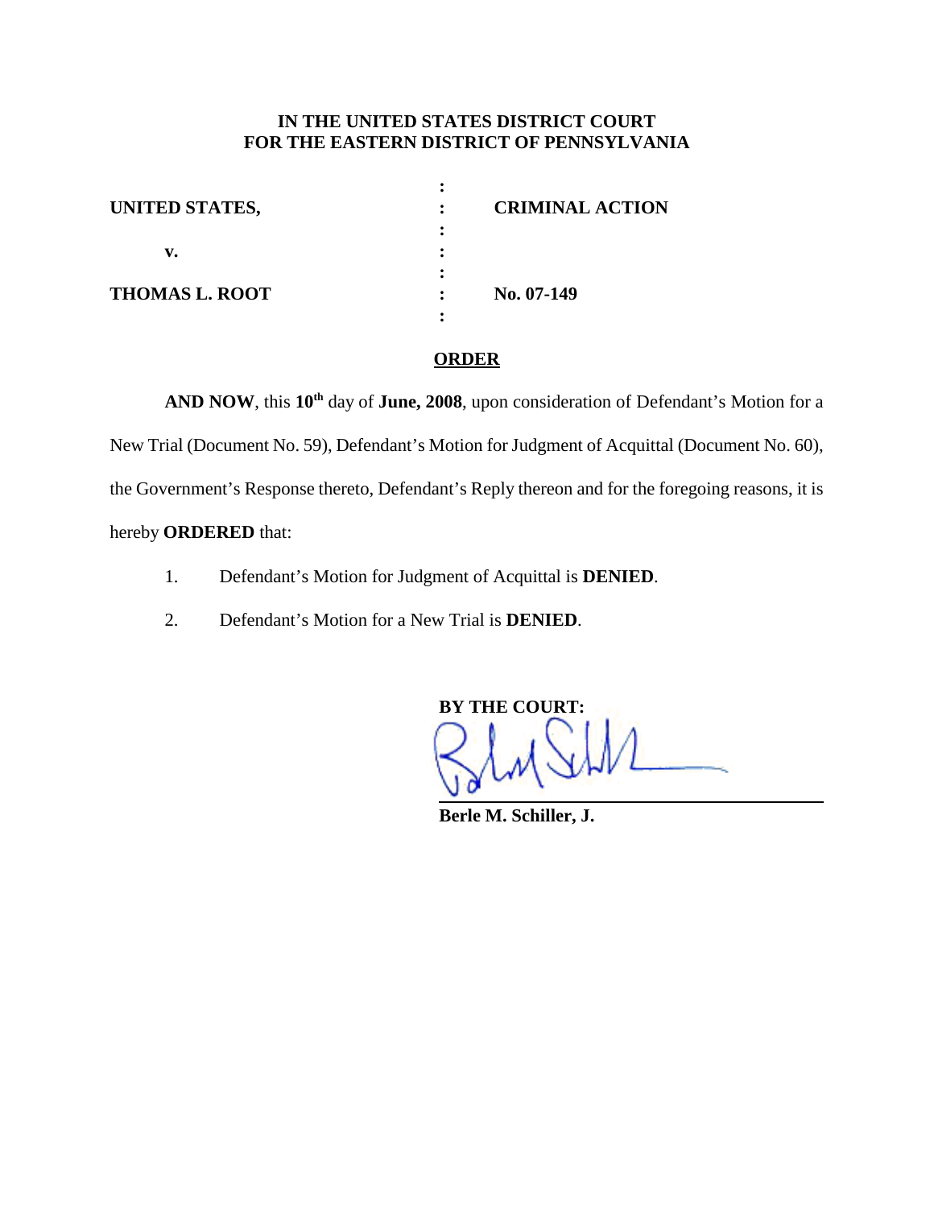**IN THE UNITED STATES DISTRICT COURT**
**FOR THE EASTERN DISTRICT OF PENNSYLVANIA**

| | | |
|---|---|---|
| **UNITED STATES,** | : | **CRIMINAL ACTION** |
| **v.** | : | |
| **THOMAS L. ROOT** | : | **No. 07-149** |

**ORDER**

**AND NOW**, this **10th** day of **June, 2008**, upon consideration of Defendant's Motion for a New Trial (Document No. 59), Defendant's Motion for Judgment of Acquittal (Document No. 60), the Government's Response thereto, Defendant's Reply thereon and for the foregoing reasons, it is hereby **ORDERED** that:

1. Defendant's Motion for Judgment of Acquittal is **DENIED**.

2. Defendant's Motion for a New Trial is **DENIED**.

**BY THE COURT:**

**Berle M. Schiller, J.**